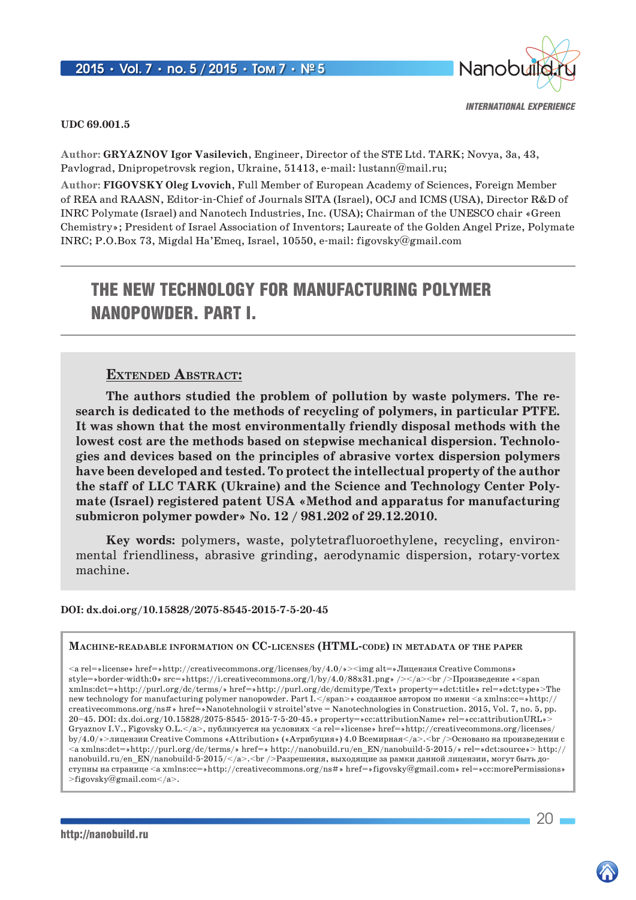INTERNATIONAL EXPERIENCE

**UDC 69.001.5**

Author: **GRYAZNOV Igor Vasilevich**, Engineer, Director of the STE Ltd. TARK; Novya, 3a, 43, Pavlograd, Dnipropetrovsk region, Ukraine, 51413, e-mail: lustann@mail.ru;

Author: **FIGOVSKY Oleg Lvovich**, Full Member of European Academy of Sciences, Foreign Member of REA and RAASN, Editor-in-Chief of Journals SITA (Israel), OCJ and ICMS (USA), Director R&D of INRC Polymate (Israel) and Nanotech Industries, Inc. (USA); Chairman of the UNESCO chair «Green Chemistry»; President of Israel Association of Inventors; Laureate of the Golden Angel Prize, Polymate INRC; P.O.Box 73, Migdal Ha'Emeq, Israel, 10550, e-mail: figovsky@gmail.com

# THE NEW TECHNOLOGY FOR MANUFACTURING POLYMER NANOPOWDER. PART I.

## Extended Abstract:

**The authors studied the problem of pollution by waste polymers. The research is dedicated to the methods of recycling of polymers, in particular PTFE. It was shown that the most environmentally friendly disposal methods with the lowest cost are the methods based on stepwise mechanical dispersion. Technologies and devices based on the principles of abrasive vortex dispersion polymers have been developed and tested. To protect the intellectual property of the author the staff of LLC TARK (Ukraine) and the Science and Technology Center Polymate (Israel) registered patent USA «Method and apparatus for manufacturing submicron polymer powder» No. 12 / 981.202 of 29.12.2010.**

**Key words:** polymers, waste, polytetrafluoroethylene, recycling, environmental friendliness, abrasive grinding, aerodynamic dispersion, rotary-vortex machine.

**DOI: dx.doi.org/10.15828/2075-8545-2015-7-5-20-45**

**Machine-readable information on CC-licenses (HTML-code) in metadata of the paper**

```
<a rel=»license» href=»http://creativecommons.org/licenses/by/4.0/»><img alt=»Лицензия Creative Commons» style=»border-width:0» src=»https://i.creativecommons.org/l/by/4.0/88x31.png» /></a><br />Произведение «<span xmlns:dct=»http://purl.org/dc/terms/» href=»http://purl.org/dc/dcmitype/Text» property=»dct:title» rel=»dct:type»>The new technology for manufacturing polymer nanopowder. Part I.</span>» созданное автором по имени <a xmlns:cc=»http://creativecommons.org/ns#» href=»Nanotehnologii v stroitel'stve = Nanotechnologies in Construction. 2015, Vol. 7, no. 5, pp. 20–45. DOI: dx.doi.org/10.15828/2075-8545- 2015-7-5-20-45.» property=»cc:attributionName» rel=»cc:attributionURL»>Gryaznov I.V., Figovsky O.L.</a>, публикуется на условиях <a rel=»license» href=»http://creativecommons.org/licenses/by/4.0/»>лицензии Creative Commons «Attribution» («Атрибуция») 4.0 Всемирная</a>.<br />Основано на произведении с <a xmlns:dct=»http://purl.org/dc/terms/» href=» http://nanobuild.ru/en_EN/nanobuild-5-2015/» rel=»dct:source»> http://nanobuild.ru/en_EN/nanobuild-5-2015/</a>.<br />Разрешения, выходящие за рамки данной лицензии, могут быть доступны на странице <a xmlns:cc=»http://creativecommons.org/ns#» href=»figovsky@gmail.com» rel=»cc:morePermissions»>figovsky@gmail.com</a>.
```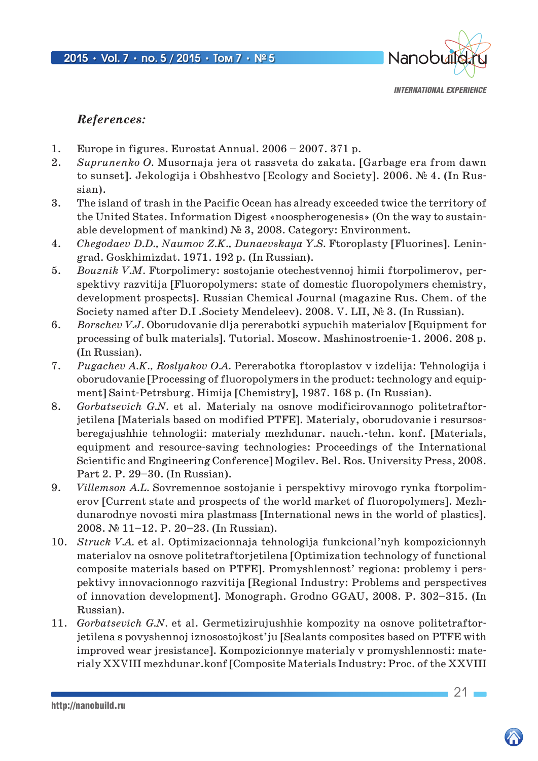### *References:*

1. Europe in figures. Eurostat Annual. 2006 – 2007. 371 p.
2. *Suprunenko O.* Musornaja jera ot rassveta do zakata. [Garbage era from dawn to sunset]. Jekologija i Obshhestvo [Ecology and Society]. 2006. № 4. (In Russian).
3. The island of trash in the Pacific Ocean has already exceeded twice the territory of the United States. Information Digest «noospherogenesis» (On the way to sustainable development of mankind) № 3, 2008. Category: Environment.
4. *Chegodaev D.D., Naumov Z.K., Dunaevskaya Y.S.* Ftoroplasty [Fluorines]. Leningrad. Goskhimizdat. 1971. 192 p. (In Russian).
5. *Bouznik V.M.* Ftorpolimery: sostojanie otechestvennoj himii ftorpolimerov, perspektivy razvitija [Fluoropolymers: state of domestic fluoropolymers chemistry, development prospects]. Russian Chemical Journal (magazine Rus. Chem. of the Society named after D.I .Society Mendeleev). 2008. V. LII, № 3. (In Russian).
6. *Borschev V.J.* Oborudovanie dlja pererabotki sypuchih materialov [Equipment for processing of bulk materials]. Tutorial. Moscow. Mashinostroenie-1. 2006. 208 p. (In Russian).
7. *Pugachev A.K., Roslyakov O.A.* Pererabotka ftoroplastov v izdelija: Tehnologija i oborudovanie [Processing of fluoropolymers in the product: technology and equipment] Saint-Petrsburg. Himija [Chemistry], 1987. 168 p. (In Russian).
8. *Gorbatsevich G.N.* et al. Materialy na osnove modificirovannogo politetraftorjetilena [Materials based on modified PTFE]. Materialy, oborudovanie i resursosberegajushhie tehnologii: materialy mezhdunar. nauch.-tehn. konf. [Materials, equipment and resource-saving technologies: Proceedings of the International Scientific and Engineering Conference] Mogilev. Bel. Ros. University Press, 2008. Part 2. P. 29–30. (In Russian).
9. *Villemson A.L.* Sovremennoe sostojanie i perspektivy mirovogo rynka ftorpolimerov [Current state and prospects of the world market of fluoropolymers]. Mezhdunarodnye novosti mira plastmass [International news in the world of plastics]. 2008. № 11–12. P. 20–23. (In Russian).
10. *Struck V.A.* et al. Optimizacionnaja tehnologija funkcional'nyh kompozicionnyh materialov na osnove politetraftorjetilena [Optimization technology of functional composite materials based on PTFE]. Promyshlennost' regiona: problemy i perspektivy innovacionnogo razvitija [Regional Industry: Problems and perspectives of innovation development]. Monograph. Grodno GGAU, 2008. P. 302–315. (In Russian).
11. *Gorbatsevich G.N.* et al. Germetizirujushhie kompozity na osnove politetraftorjetilena s povyshennoj iznosostojkost'ju [Sealants composites based on PTFE with improved wear jresistance]. Kompozicionnye materialy v promyshlennosti: materialy XXVIII mezhdunar.konf [Composite Materials Industry: Proc. of the XXVIII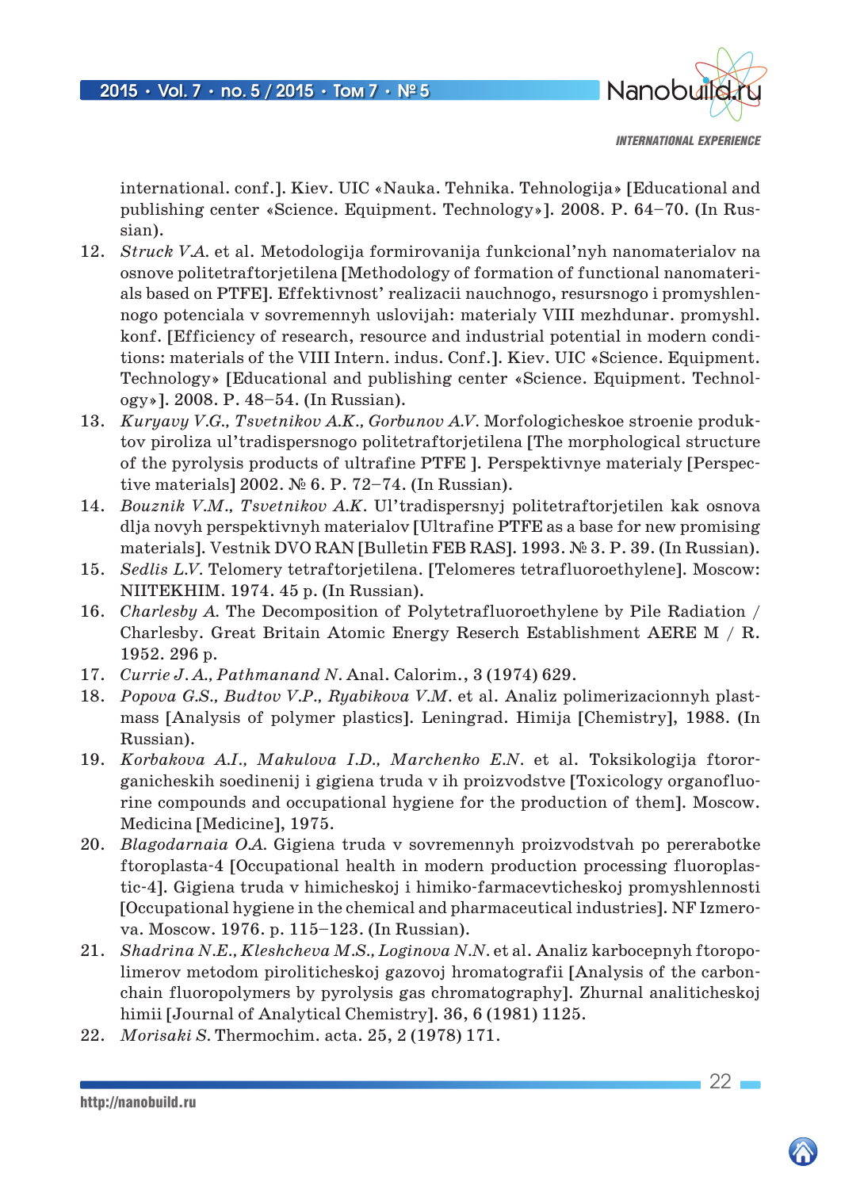international. conf.]. Kiev. UIC «Nauka. Tehnika. Tehnologija» [Educational and publishing center «Science. Equipment. Technology»]. 2008. P. 64–70. (In Russian).

12. *Struck V.A.* et al. Metodologija formirovanija funkcional'nyh nanomaterialov na osnove politetraftorjetilena [Methodology of formation of functional nanomaterials based on PTFE]. Effektivnost' realizacii nauchnogo, resursnogo i promyshlennogo potenciala v sovremennyh uslovijah: materialy VIII mezhdunar. promyshl. konf. [Efficiency of research, resource and industrial potential in modern conditions: materials of the VIII Intern. indus. Conf.]. Kiev. UIC «Science. Equipment. Technology» [Educational and publishing center «Science. Equipment. Technology»]. 2008. P. 48–54. (In Russian).
13. *Kuryavy V.G., Tsvetnikov A.K., Gorbunov A.V.* Morfologicheskoe stroenie produktov piroliza ul'tradispersnogo politetraftorjetilena [The morphological structure of the pyrolysis products of ultrafine PTFE ]. Perspektivnye materialy [Perspective materials] 2002. № 6. P. 72–74. (In Russian).
14. *Bouznik V.M., Tsvetnikov A.K.* Ul'tradispersnyj politetraftorjetilen kak osnova dlja novyh perspektivnyh materialov [Ultrafine PTFE as a base for new promising materials]. Vestnik DVO RAN [Bulletin FEB RAS]. 1993. № 3. P. 39. (In Russian).
15. *Sedlis L.V.* Telomery tetraftorjetilena. [Telomeres tetrafluoroethylene]. Moscow: NIITEKHIM. 1974. 45 p. (In Russian).
16. *Charlesby A.* The Decomposition of Polytetrafluoroethylene by Pile Radiation / Charlesby. Great Britain Atomic Energy Reserch Establishment AERE M / R. 1952. 296 p.
17. *Currie J.A., Pathmanand N.* Anal. Calorim., 3 (1974) 629.
18. *Popova G.S., Budtov V.P., Ryabikova V.M.* et al. Analiz polimerizacionnyh plastmass [Analysis of polymer plastics]. Leningrad. Himija [Chemistry], 1988. (In Russian).
19. *Korbakova A.I., Makulova I.D., Marchenko E.N.* et al. Toksikologija ftororganicheskih soedinenij i gigiena truda v ih proizvodstve [Toxicology organofluorine compounds and occupational hygiene for the production of them]. Moscow. Medicina [Medicine], 1975.
20. *Blagodarnaia O.A.* Gigiena truda v sovremennyh proizvodstvah po pererabotke ftoroplasta-4 [Occupational health in modern production processing fluoroplastic-4]. Gigiena truda v himicheskoj i himiko-farmacevticheskoj promyshlennosti [Occupational hygiene in the chemical and pharmaceutical industries]. NF Izmerova. Moscow. 1976. p. 115–123. (In Russian).
21. *Shadrina N.E., Kleshcheva M.S., Loginova N.N.* et al. Analiz karbocepnyh ftoropolimerov metodom piroliticheskoj gazovoj hromatografii [Analysis of the carbon-chain fluoropolymers by pyrolysis gas chromatography]. Zhurnal analiticheskoj himii [Journal of Analytical Chemistry]. 36, 6 (1981) 1125.
22. *Morisaki S.* Thermochim. acta. 25, 2 (1978) 171.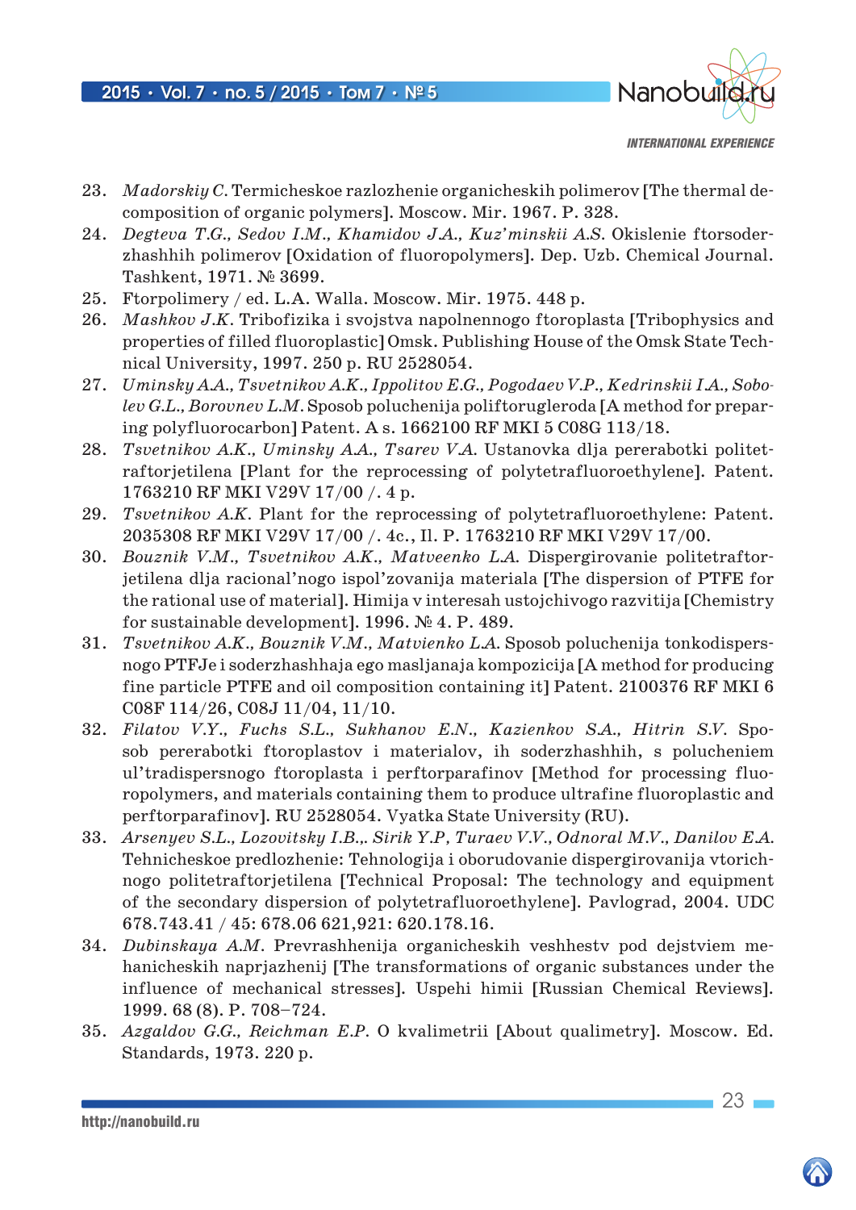23. *Madorskiy C.* Termicheskoe razlozhenie organicheskih polimerov [The thermal decomposition of organic polymers]. Moscow. Mir. 1967. P. 328.
24. *Degteva T.G., Sedov I.M., Khamidov J.A., Kuz'minskii A.S.* Okislenie ftorsoderzhashhih polimerov [Oxidation of fluoropolymers]. Dep. Uzb. Chemical Journal. Tashkent, 1971. № 3699.
25. Ftorpolimery / ed. L.A. Walla. Moscow. Mir. 1975. 448 p.
26. *Mashkov J.K.* Tribofizika i svojstva napolnennogo ftoroplasta [Tribophysics and properties of filled fluoroplastic] Omsk. Publishing House of the Omsk State Technical University, 1997. 250 p. RU 2528054.
27. *Uminsky A.A., Tsvetnikov A.K., Ippolitov E.G., Pogodaev V.P., Kedrinskii I.A., Sobolev G.L., Borovnev L.M.* Sposob poluchenija poliftorugleroda [A method for preparing polyfluorocarbon] Patent. A s. 1662100 RF MKI 5 C08G 113/18.
28. *Tsvetnikov A.K., Uminsky A.A., Tsarev V.A.* Ustanovka dlja pererabotki politetraftorjetilena [Plant for the reprocessing of polytetrafluoroethylene]. Patent. 1763210 RF MKI V29V 17/00 /. 4 p.
29. *Tsvetnikov A.K.* Plant for the reprocessing of polytetrafluoroethylene: Patent. 2035308 RF MKI V29V 17/00 /. 4c., Il. P. 1763210 RF MKI V29V 17/00.
30. *Bouznik V.M., Tsvetnikov A.K., Matveenko L.A.* Dispergirovanie politetraftorjetilena dlja racional'nogo ispol'zovanija materiala [The dispersion of PTFE for the rational use of material]. Himija v interesah ustojchivogo razvitija [Chemistry for sustainable development]. 1996. № 4. P. 489.
31. *Tsvetnikov A.K., Bouznik V.M., Matvienko L.A.* Sposob poluchenija tonkodispersnogo PTFJe i soderzhashhaja ego masljanaja kompozicija [A method for producing fine particle PTFE and oil composition containing it] Patent. 2100376 RF MKI 6 C08F 114/26, C08J 11/04, 11/10.
32. *Filatov V.Y., Fuchs S.L., Sukhanov E.N., Kazienkov S.A., Hitrin S.V.* Sposob pererabotki ftoroplastov i materialov, ih soderzhashhih, s polucheniem ul'tradispersnogo ftoroplasta i perftorparafinov [Method for processing fluoropolymers, and materials containing them to produce ultrafine fluoroplastic and perftorparafinov]. RU 2528054. Vyatka State University (RU).
33. *Arsenyev S.L., Lozovitsky I.B.,. Sirik Y.P, Turaev V.V., Odnoral M.V., Danilov E.A.* Tehnicheskoe predlozhenie: Tehnologija i oborudovanie dispergirovanija vtorichnogo politetraftorjetilena [Technical Proposal: The technology and equipment of the secondary dispersion of polytetrafluoroethylene]. Pavlograd, 2004. UDC 678.743.41 / 45: 678.06 621,921: 620.178.16.
34. *Dubinskaya A.M.* Prevrashhenija organicheskih veshhestv pod dejstviem mehanicheskih naprjazhenij [The transformations of organic substances under the influence of mechanical stresses]. Uspehi himii [Russian Chemical Reviews]. 1999. 68 (8). P. 708–724.
35. *Azgaldov G.G., Reichman E.P.* O kvalimetrii [About qualimetry]. Moscow. Ed. Standards, 1973. 220 p.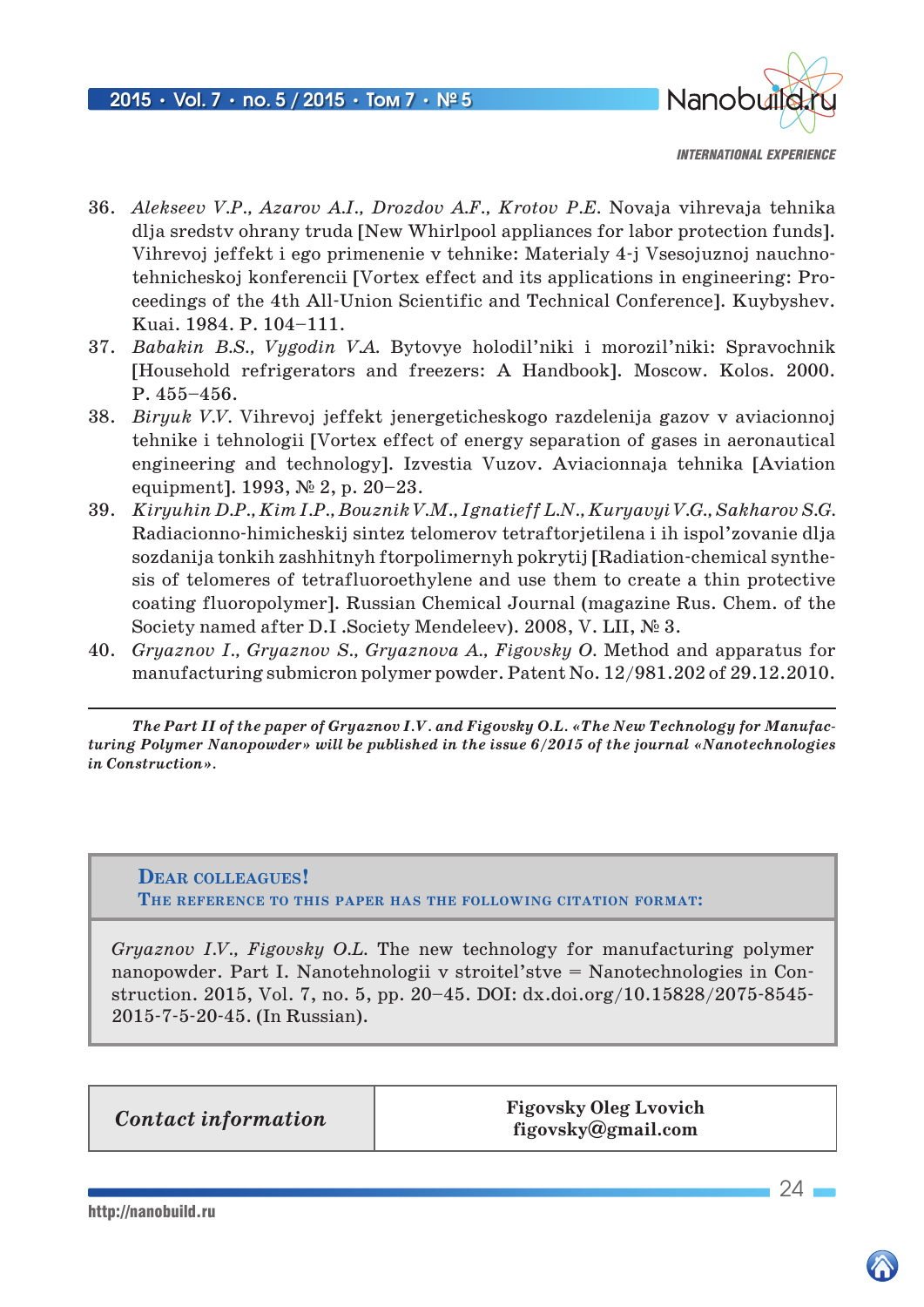36. *Alekseev V.P., Azarov A.I., Drozdov A.F., Krotov P.E.* Novaja vihrevaja tehnika dlja sredstv ohrany truda [New Whirlpool appliances for labor protection funds]. Vihrevoj jeffekt i ego primenenie v tehnike: Materialy 4-j Vsesojuznoj nauchno-tehnicheskoj konferencii [Vortex effect and its applications in engineering: Proceedings of the 4th All-Union Scientific and Technical Conference]. Kuybyshev. Kuai. 1984. P. 104–111.
37. *Babakin B.S., Vygodin V.A.* Bytovye holodil'niki i morozil'niki: Spravochnik [Household refrigerators and freezers: A Handbook]. Moscow. Kolos. 2000. P. 455–456.
38. *Biryuk V.V.* Vihrevoj jeffekt jenergeticheskogo razdelenija gazov v aviacionnoj tehnike i tehnologii [Vortex effect of energy separation of gases in aeronautical engineering and technology]. Izvestia Vuzov. Aviacionnaja tehnika [Aviation equipment]. 1993, № 2, p. 20–23.
39. *Kiryuhin D.P., Kim I.P., Bouznik V.M., Ignatieff L.N., Kuryavyi V.G., Sakharov S.G.* Radiacionno-himicheskij sintez telomerov tetraftorjetilena i ih ispol'zovanie dlja sozdanija tonkih zashhitnyh ftorpolimernyh pokrytij [Radiation-chemical synthesis of telomeres of tetrafluoroethylene and use them to create a thin protective coating fluoropolymer]. Russian Chemical Journal (magazine Rus. Chem. of the Society named after D.I .Society Mendeleev). 2008, V. LII, № 3.
40. *Gryaznov I., Gryaznov S., Gryaznova A., Figovsky O.* Method and apparatus for manufacturing submicron polymer powder. Patent No. 12/981.202 of 29.12.2010.

---

***The Part II of the paper of Gryaznov I.V. and Figovsky O.L. «The New Technology for Manufacturing Polymer Nanopowder» will be published in the issue 6/2015 of the journal «Nanotechnologies in Construction».***

**DEAR COLLEAGUES!**
**THE REFERENCE TO THIS PAPER HAS THE FOLLOWING CITATION FORMAT:**

*Gryaznov I.V., Figovsky O.L.* The new technology for manufacturing polymer nanopowder. Part I. Nanotehnologii v stroitel'stve = Nanotechnologies in Construction. 2015, Vol. 7, no. 5, pp. 20–45. DOI: dx.doi.org/10.15828/2075-8545-2015-7-5-20-45. (In Russian).

| *Contact information* | **Figovsky Oleg Lvovich** **figovsky@gmail.com** |
|---|---|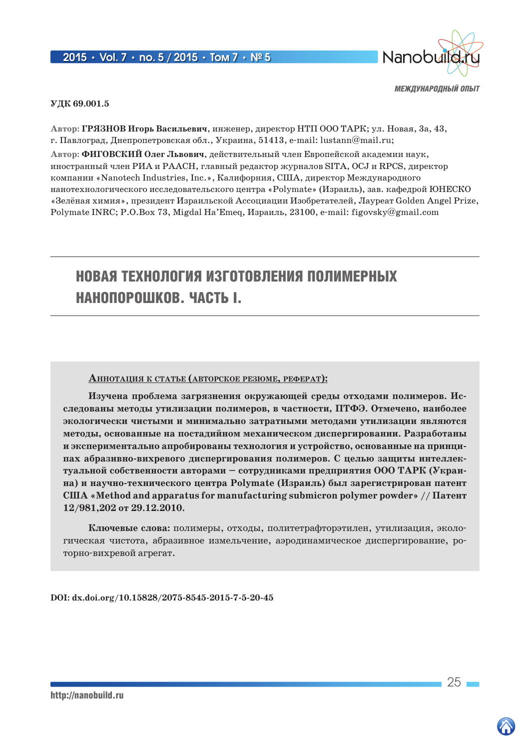МЕЖДУНАРОДНЫЙ ОПЫТ

УДК 69.001.5

Автор: **ГРЯЗНОВ Игорь Васильевич**, инженер, директор НТП ООО ТАРК; ул. Новая, 3а, 43, г. Павлоград, Днепропетровская обл., Украина, 51413, e-mail: lustann@mail.ru;

Автор: **ФИГОВСКИЙ Олег Львович**, действительный член Европейской академии наук, иностранный член РИА и РААСН, главный редактор журналов SITA, OCJ и RPCS, директор компании «Nanotech Industries, Inc.», Калифорния, США, директор Международного нанотехнологического исследовательского центра «Polymate» (Израиль), зав. кафедрой ЮНЕСКО «Зелёная химия», президент Израильской Ассоциации Изобретателей, Лауреат Golden Angel Prize, Polymate INRC; P.O.Box 73, Migdal Ha'Emeq, Израиль, 23100, e-mail: figovsky@gmail.com

# НОВАЯ ТЕХНОЛОГИЯ ИЗГОТОВЛЕНИЯ ПОЛИМЕРНЫХ НАНОПОРОШКОВ. ЧАСТЬ I.

**Аннотация к статье (авторское резюме, реферат):**

**Изучена проблема загрязнения окружающей среды отходами полимеров. Исследованы методы утилизации полимеров, в частности, ПТФЭ. Отмечено, наиболее экологически чистыми и минимально затратными методами утилизации являются методы, основанные на постадийном механическом диспергировании. Разработаны и экспериментально апробированы технология и устройство, основанные на принципах абразивно-вихревого диспергирования полимеров. С целью защиты интеллектуальной собственности авторами – сотрудниками предприятия ООО ТАРК (Украина) и научно-технического центра Polymate (Израиль) был зарегистрирован патент США «Method and apparatus for manufacturing submicron polymer powder» // Патент 12/981,202 от 29.12.2010.**

**Ключевые слова:** полимеры, отходы, политетрафторэтилен, утилизация, экологическая чистота, абразивное измельчение, аэродинамическое диспергирование, роторно-вихревой агрегат.

**DOI: dx.doi.org/10.15828/2075-8545-2015-7-5-20-45**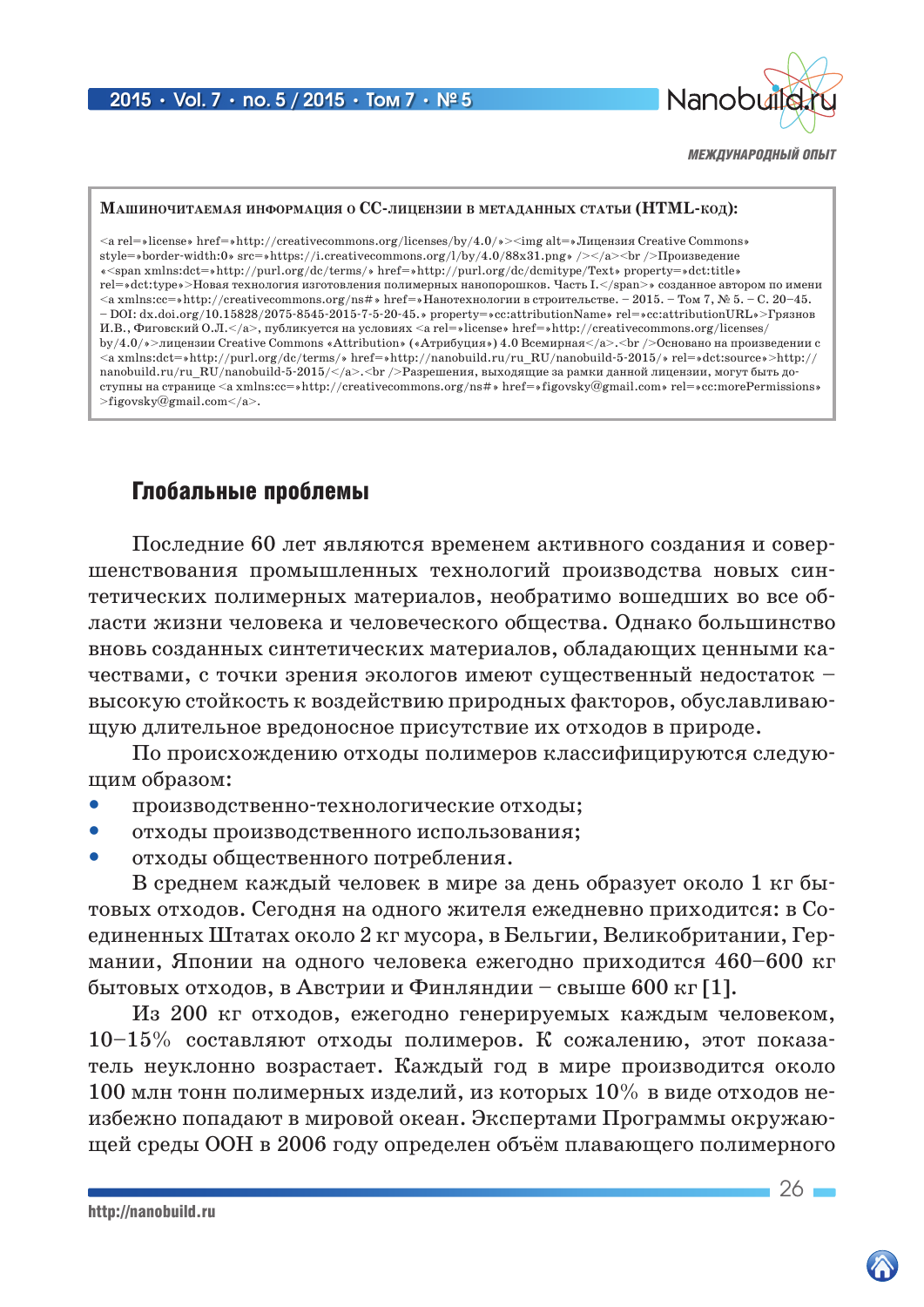**Машиночитаемая информация о CC-лицензии в метаданных статьи (HTML-код):**

<a rel=»license» href=»http://creativecommons.org/licenses/by/4.0/»><img alt=»Лицензия Creative Commons» style=»border-width:0» src=»https://i.creativecommons.org/l/by/4.0/88x31.png» /></a><br />Произведение «<span xmlns:dct=»http://purl.org/dc/terms/» href=»http://purl.org/dc/dcmitype/Text» property=»dct:title» rel=»dct:type»>Новая технология изготовления полимерных нанопорошков. Часть I.</span>» созданное автором по имени <a xmlns:cc=»http://creativecommons.org/ns#» href=»Нанотехнологии в строительстве. – 2015. – Том 7, № 5. – С. 20–45. – DOI: dx.doi.org/10.15828/2075-8545-2015-7-5-20-45.» property=»cc:attributionName» rel=»cc:attributionURL»>Грязнов И.В., Фиговский О.Л.</a>, публикуется на условиях <a rel=»license» href=»http://creativecommons.org/licenses/by/4.0/»>лицензии Creative Commons «Attribution» («Атрибуция») 4.0 Всемирная</a>.<br />Основано на произведении с <a xmlns:dct=»http://purl.org/dc/terms/» href=»http://nanobuild.ru/ru_RU/nanobuild-5-2015/» rel=»dct:source»>http://nanobuild.ru/ru_RU/nanobuild-5-2015/</a>.<br />Разрешения, выходящие за рамки данной лицензии, могут быть доступны на странице <a xmlns:cc=»http://creativecommons.org/ns#» href=»figovsky@gmail.com» rel=»cc:morePermissions» >figovsky@gmail.com</a>.

## Глобальные проблемы

Последние 60 лет являются временем активного создания и совершенствования промышленных технологий производства новых синтетических полимерных материалов, необратимо вошедших во все области жизни человека и человеческого общества. Однако большинство вновь созданных синтетических материалов, обладающих ценными качествами, с точки зрения экологов имеют существенный недостаток – высокую стойкость к воздействию природных факторов, обуславливающую длительное вредоносное присутствие их отходов в природе.

По происхождению отходы полимеров классифицируются следующим образом:

- производственно-технологические отходы;
- отходы производственного использования;
- отходы общественного потребления.

В среднем каждый человек в мире за день образует около 1 кг бытовых отходов. Сегодня на одного жителя ежедневно приходится: в Соединенных Штатах около 2 кг мусора, в Бельгии, Великобритании, Германии, Японии на одного человека ежегодно приходится 460–600 кг бытовых отходов, в Австрии и Финляндии – свыше 600 кг [1].

Из 200 кг отходов, ежегодно генерируемых каждым человеком, 10–15% составляют отходы полимеров. К сожалению, этот показатель неуклонно возрастает. Каждый год в мире производится около 100 млн тонн полимерных изделий, из которых 10% в виде отходов неизбежно попадают в мировой океан. Экспертами Программы окружающей среды ООН в 2006 году определен объём плавающего полимерного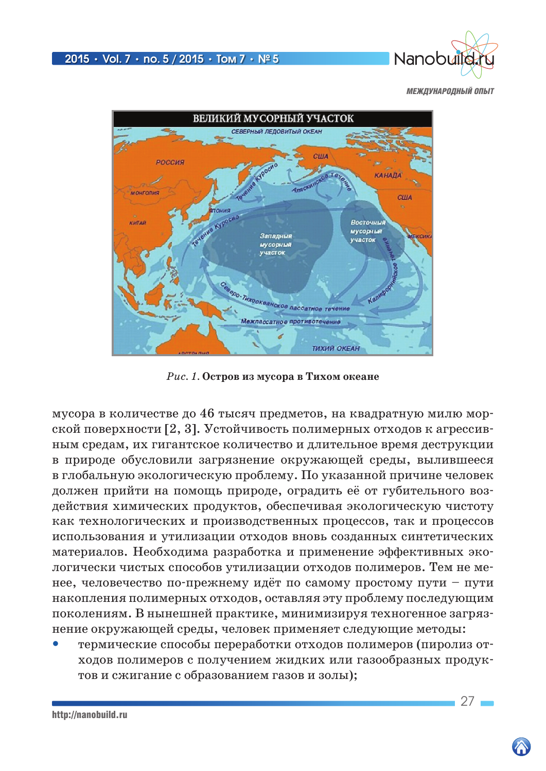*Рис. 1.* **Остров из мусора в Тихом океане**

мусора в количестве до 46 тысяч предметов, на квадратную милю морской поверхности [2, 3]. Устойчивость полимерных отходов к агрессивным средам, их гигантское количество и длительное время деструкции в природе обусловили загрязнение окружающей среды, вылившееся в глобальную экологическую проблему. По указанной причине человек должен прийти на помощь природе, оградить её от губительного воздействия химических продуктов, обеспечивая экологическую чистоту как технологических и производственных процессов, так и процессов использования и утилизации отходов вновь созданных синтетических материалов. Необходима разработка и применение эффективных экологически чистых способов утилизации отходов полимеров. Тем не менее, человечество по-прежнему идёт по самому простому пути – пути накопления полимерных отходов, оставляя эту проблему последующим поколениям. В нынешней практике, минимизируя техногенное загрязнение окружающей среды, человек применяет следующие методы:

- термические способы переработки отходов полимеров (пиролиз отходов полимеров с получением жидких или газообразных продуктов и сжигание с образованием газов и золы);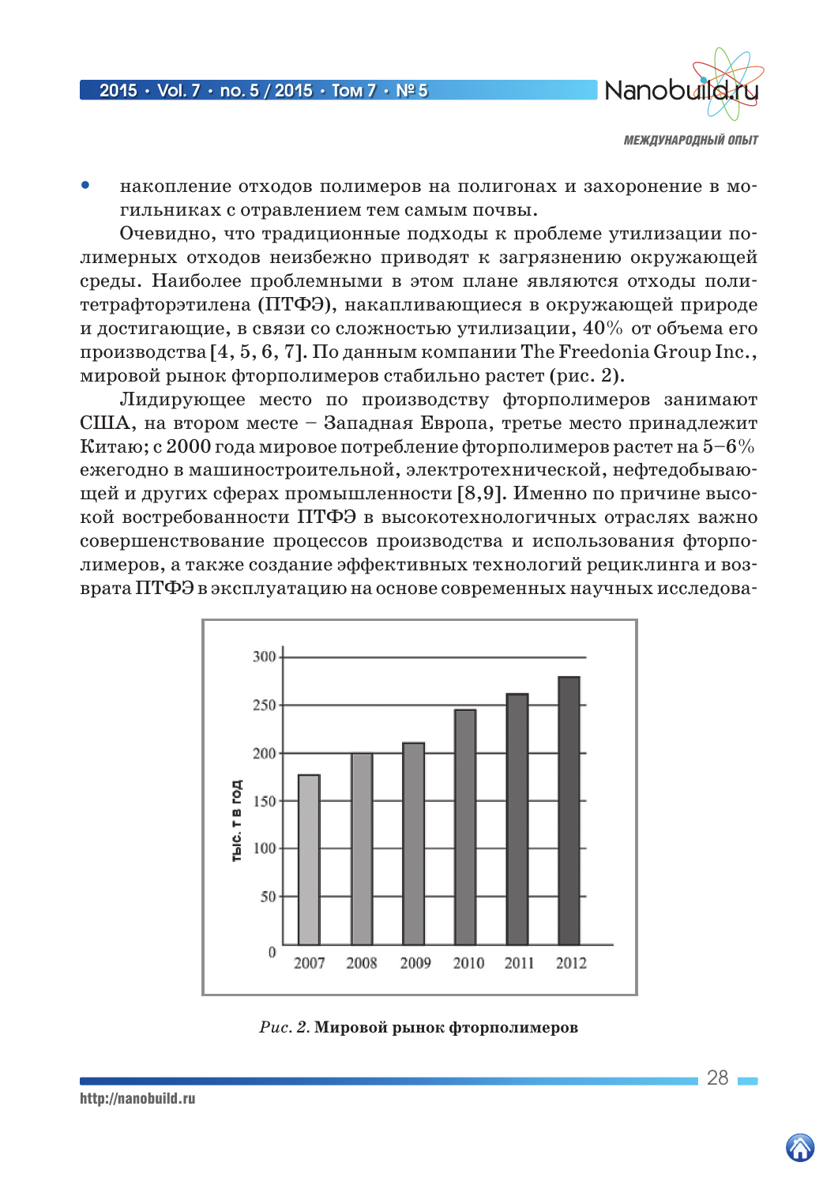- накопление отходов полимеров на полигонах и захоронение в могильниках с отравлением тем самым почвы.

Очевидно, что традиционные подходы к проблеме утилизации полимерных отходов неизбежно приводят к загрязнению окружающей среды. Наиболее проблемными в этом плане являются отходы политетрафторэтилена (ПТФЭ), накапливающиеся в окружающей природе и достигающие, в связи со сложностью утилизации, 40% от объема его производства [4, 5, 6, 7]. По данным компании The Freedonia Group Inc., мировой рынок фторполимеров стабильно растет (рис. 2).

Лидирующее место по производству фторполимеров занимают США, на втором месте – Западная Европа, третье место принадлежит Китаю; с 2000 года мировое потребление фторполимеров растет на 5–6% ежегодно в машиностроительной, электротехнической, нефтедобывающей и других сферах промышленности [8,9]. Именно по причине высокой востребованности ПТФЭ в высокотехнологичных отраслях важно совершенствование процессов производства и использования фторполимеров, а также создание эффективных технологий рециклинга и возврата ПТФЭ в эксплуатацию на основе современных научных исследова-

*Рис. 2.* **Мировой рынок фторполимеров**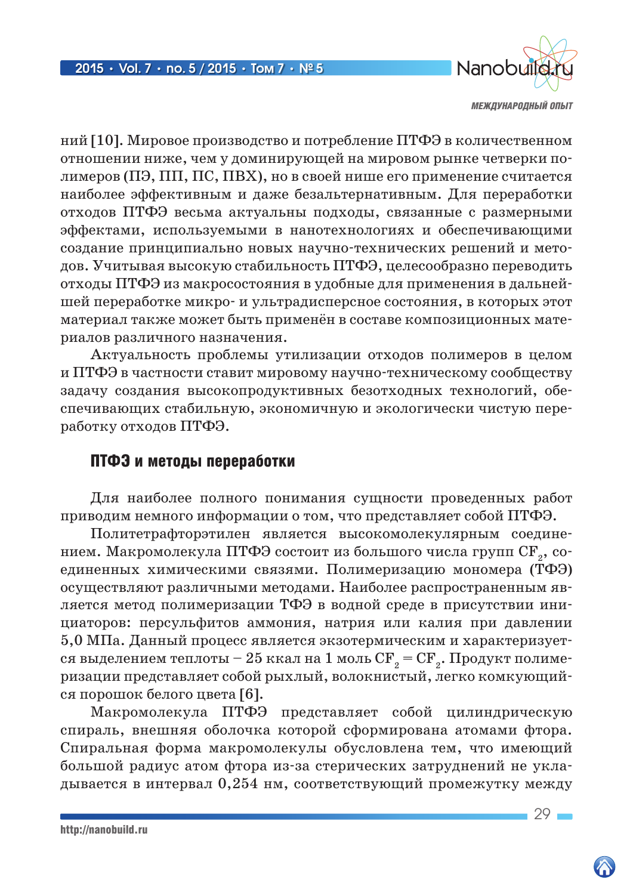ний [10]. Мировое производство и потребление ПТФЭ в количественном отношении ниже, чем у доминирующей на мировом рынке четверки полимеров (ПЭ, ПП, ПС, ПВХ), но в своей нише его применение считается наиболее эффективным и даже безальтернативным. Для переработки отходов ПТФЭ весьма актуальны подходы, связанные с размерными эффектами, используемыми в нанотехнологиях и обеспечивающими создание принципиально новых научно-технических решений и методов. Учитывая высокую стабильность ПТФЭ, целесообразно переводить отходы ПТФЭ из макросостояния в удобные для применения в дальнейшей переработке микро- и ультрадисперсное состояния, в которых этот материал также может быть применён в составе композиционных материалов различного назначения.

Актуальность проблемы утилизации отходов полимеров в целом и ПТФЭ в частности ставит мировому научно-техническому сообществу задачу создания высокопродуктивных безотходных технологий, обеспечивающих стабильную, экономичную и экологически чистую переработку отходов ПТФЭ.

## ПТФЭ и методы переработки

Для наиболее полного понимания сущности проведенных работ приводим немного информации о том, что представляет собой ПТФЭ.

Политетрафторэтилен является высокомолекулярным соединением. Макромолекула ПТФЭ состоит из большого числа групп $CF_2$, соединенных химическими связями. Полимеризацию мономера (ТФЭ) осуществляют различными методами. Наиболее распространенным является метод полимеризации ТФЭ в водной среде в присутствии инициаторов: персульфитов аммония, натрия или калия при давлении 5,0 МПа. Данный процесс является экзотермическим и характеризуется выделением теплоты – 25 ккал на 1 моль $CF_2 = CF_2$. Продукт полимеризации представляет собой рыхлый, волокнистый, легко комкующийся порошок белого цвета [6].

Макромолекула ПТФЭ представляет собой цилиндрическую спираль, внешняя оболочка которой сформирована атомами фтора. Спиральная форма макромолекулы обусловлена тем, что имеющий большой радиус атом фтора из-за стерических затруднений не укладывается в интервал 0,254 нм, соответствующий промежутку между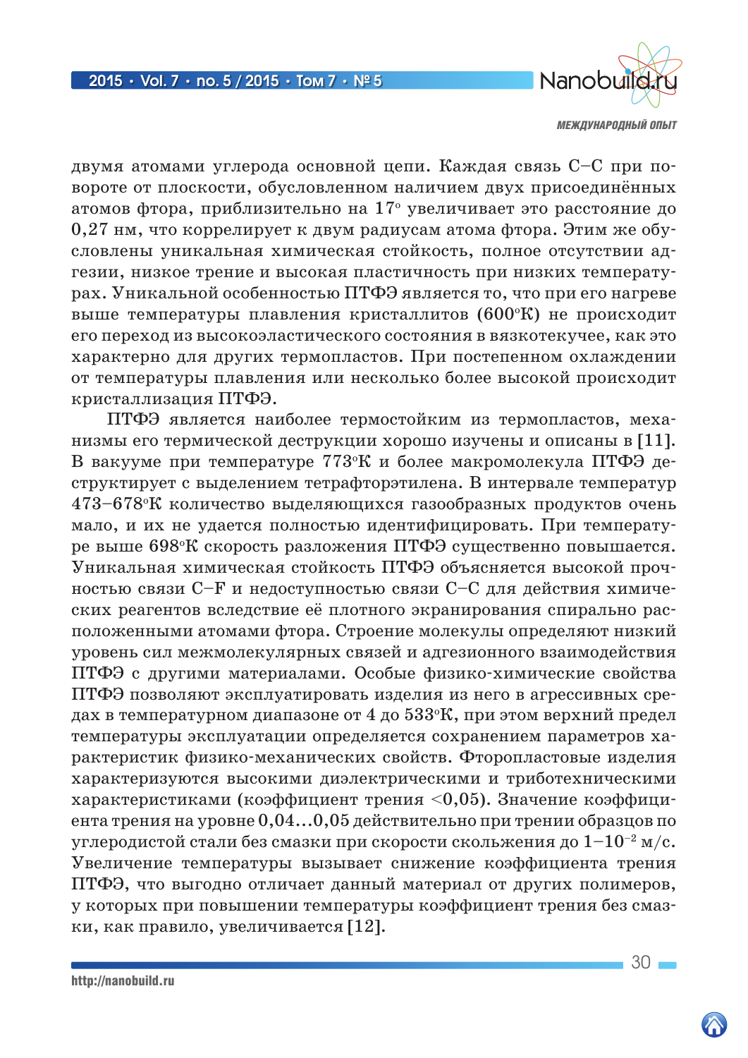двумя атомами углерода основной цепи. Каждая связь С–С при повороте от плоскости, обусловленном наличием двух присоединённых атомов фтора, приблизительно на 17° увеличивает это расстояние до 0,27 нм, что коррелирует к двум радиусам атома фтора. Этим же обусловлены уникальная химическая стойкость, полное отсутствии адгезии, низкое трение и высокая пластичность при низких температурах. Уникальной особенностью ПТФЭ является то, что при его нагреве выше температуры плавления кристаллитов (600°К) не происходит его переход из высокоэластического состояния в вязкотекучее, как это характерно для других термопластов. При постепенном охлаждении от температуры плавления или несколько более высокой происходит кристаллизация ПТФЭ.

ПТФЭ является наиболее термостойким из термопластов, механизмы его термической деструкции хорошо изучены и описаны в [11]. В вакууме при температуре 773°К и более макромолекула ПТФЭ деструктирует с выделением тетрафторэтилена. В интервале температур 473–678°К количество выделяющихся газообразных продуктов очень мало, и их не удается полностью идентифицировать. При температуре выше 698°К скорость разложения ПТФЭ существенно повышается. Уникальная химическая стойкость ПТФЭ объясняется высокой прочностью связи С–F и недоступностью связи С–С для действия химических реагентов вследствие её плотного экранирования спирально расположенными атомами фтора. Строение молекулы определяют низкий уровень сил межмолекулярных связей и адгезионного взаимодействия ПТФЭ с другими материалами. Особые физико-химические свойства ПТФЭ позволяют эксплуатировать изделия из него в агрессивных средах в температурном диапазоне от 4 до 533°К, при этом верхний предел температуры эксплуатации определяется сохранением параметров характеристик физико-механических свойств. Фторопластовые изделия характеризуются высокими диэлектрическими и триботехническими характеристиками (коэффициент трения <0,05). Значение коэффициента трения на уровне 0,04...0,05 действительно при трении образцов по углеродистой стали без смазки при скорости скольжения до $1–10^{-2}$ м/с. Увеличение температуры вызывает снижение коэффициента трения ПТФЭ, что выгодно отличает данный материал от других полимеров, у которых при повышении температуры коэффициент трения без смазки, как правило, увеличивается [12].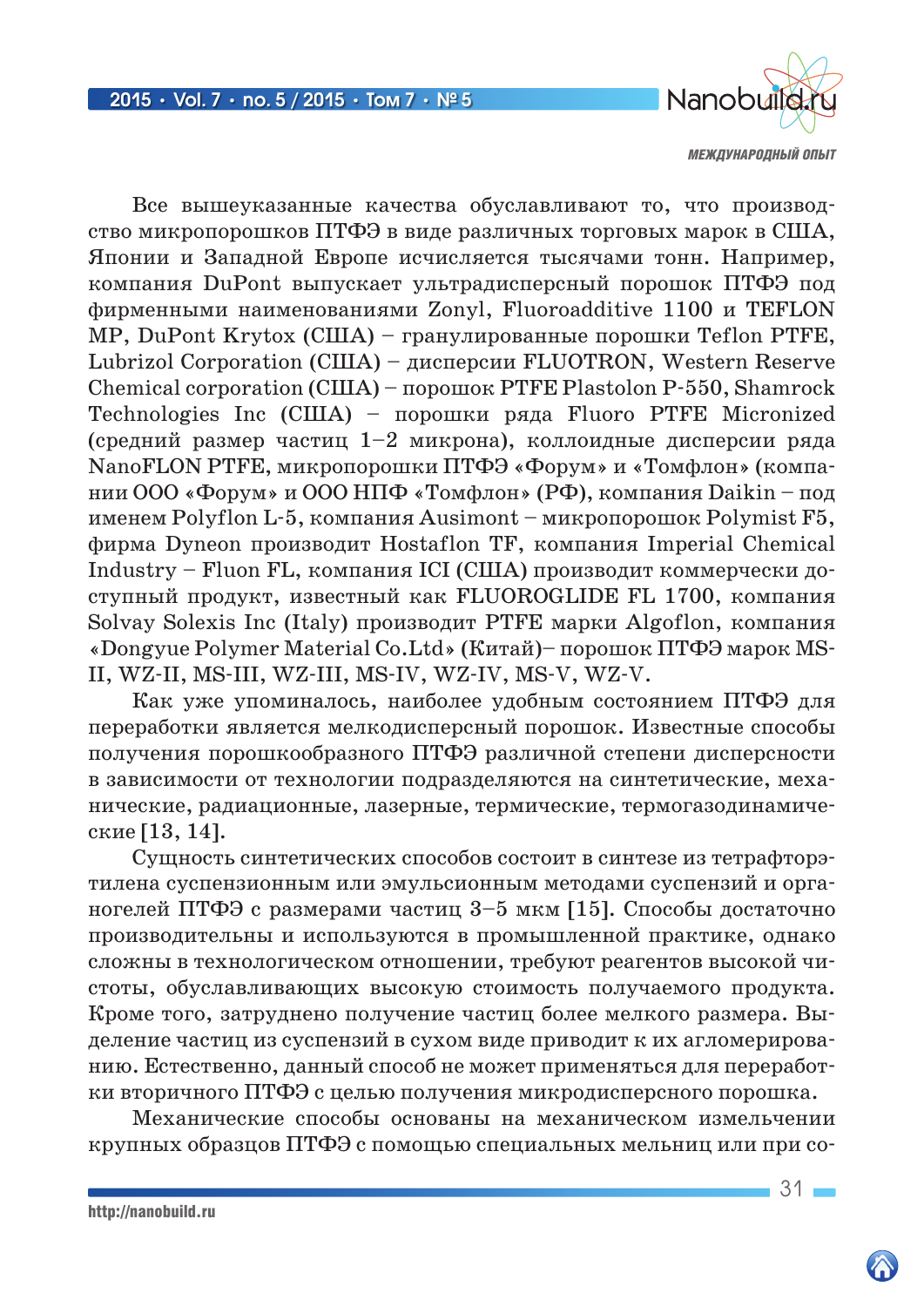Все вышеуказанные качества обуславливают то, что производство микропорошков ПТФЭ в виде различных торговых марок в США, Японии и Западной Европе исчисляется тысячами тонн. Например, компания DuPont выпускает ультрадисперсный порошок ПТФЭ под фирменными наименованиями Zonyl, Fluoroadditive 1100 и TEFLON MP, DuPont Krytox (США) – гранулированные порошки Teflon PTFE, Lubrizol Corporation (США) – дисперсии FLUOTRON, Western Reserve Chemical corporation (США) – порошок PTFE Plastolon P-550, Shamrock Technologies Inc (США) – порошки ряда Fluoro PTFE Micronized (средний размер частиц 1–2 микрона), коллоидные дисперсии ряда NanoFLON PTFE, микропорошки ПТФЭ «Форум» и «Томфлон» (компании ООО «Форум» и ООО НПФ «Томфлон» (РФ), компания Daikin – под именем Polyflon L-5, компания Ausimont – микропорошок Polymist F5, фирма Dyneon производит Hostaflon TF, компания Imperial Chemical Industry – Fluon FL, компания ICI (США) производит коммерчески доступный продукт, известный как FLUOROGLIDE FL 1700, компания Solvay Solexis Inc (Italy) производит PTFE марки Algoflon, компания «Dongyue Polymer Material Co.Ltd» (Китай)– порошок ПТФЭ марок MS-II, WZ-II, MS-III, WZ-III, MS-IV, WZ-IV, MS-V, WZ-V.

Как уже упоминалось, наиболее удобным состоянием ПТФЭ для переработки является мелкодисперсный порошок. Известные способы получения порошкообразного ПТФЭ различной степени дисперсности в зависимости от технологии подразделяются на синтетические, механические, радиационные, лазерные, термические, термогазодинамические [13, 14].

Сущность синтетических способов состоит в синтезе из тетрафторэтилена суспензионным или эмульсионным методами суспензий и органогелей ПТФЭ с размерами частиц 3–5 мкм [15]. Способы достаточно производительны и используются в промышленной практике, однако сложны в технологическом отношении, требуют реагентов высокой чистоты, обуславливающих высокую стоимость получаемого продукта. Кроме того, затруднено получение частиц более мелкого размера. Выделение частиц из суспензий в сухом виде приводит к их агломерированию. Естественно, данный способ не может применяться для переработки вторичного ПТФЭ с целью получения микродисперсного порошка.

Механические способы основаны на механическом измельчении крупных образцов ПТФЭ с помощью специальных мельниц или при со-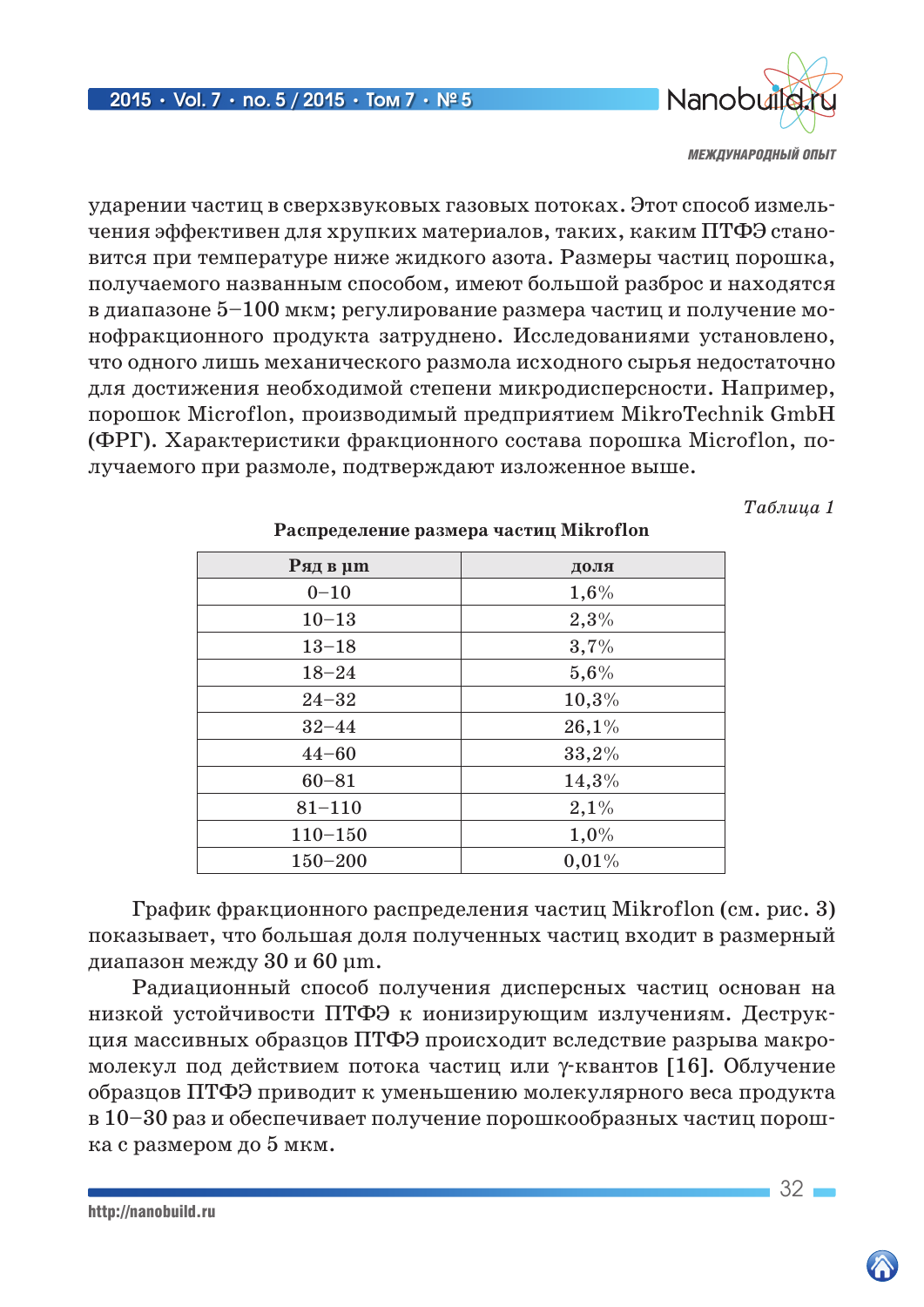ударении частиц в сверхзвуковых газовых потоках. Этот способ измельчения эффективен для хрупких материалов, таких, каким ПТФЭ становится при температуре ниже жидкого азота. Размеры частиц порошка, получаемого названным способом, имеют большой разброс и находятся в диапазоне 5–100 мкм; регулирование размера частиц и получение монофракционного продукта затруднено. Исследованиями установлено, что одного лишь механического размола исходного сырья недостаточно для достижения необходимой степени микродисперсности. Например, порошок Microflon, производимый предприятием MikroTechnik GmbH (ФРГ). Характеристики фракционного состава порошка Microflon, получаемого при размоле, подтверждают изложенное выше.

*Таблица 1*

**Распределение размера частиц Mikroflon**

| Ряд в μm | доля |
|---|---|
| 0–10 | 1,6% |
| 10–13 | 2,3% |
| 13–18 | 3,7% |
| 18–24 | 5,6% |
| 24–32 | 10,3% |
| 32–44 | 26,1% |
| 44–60 | 33,2% |
| 60–81 | 14,3% |
| 81–110 | 2,1% |
| 110–150 | 1,0% |
| 150–200 | 0,01% |

График фракционного распределения частиц Mikroflon (см. рис. 3) показывает, что большая доля полученных частиц входит в размерный диапазон между 30 и 60 μm.

Радиационный способ получения дисперсных частиц основан на низкой устойчивости ПТФЭ к ионизирующим излучениям. Деструкция массивных образцов ПТФЭ происходит вследствие разрыва макромолекул под действием потока частиц или γ-квантов [16]. Облучение образцов ПТФЭ приводит к уменьшению молекулярного веса продукта в 10–30 раз и обеспечивает получение порошкообразных частиц порошка с размером до 5 мкм.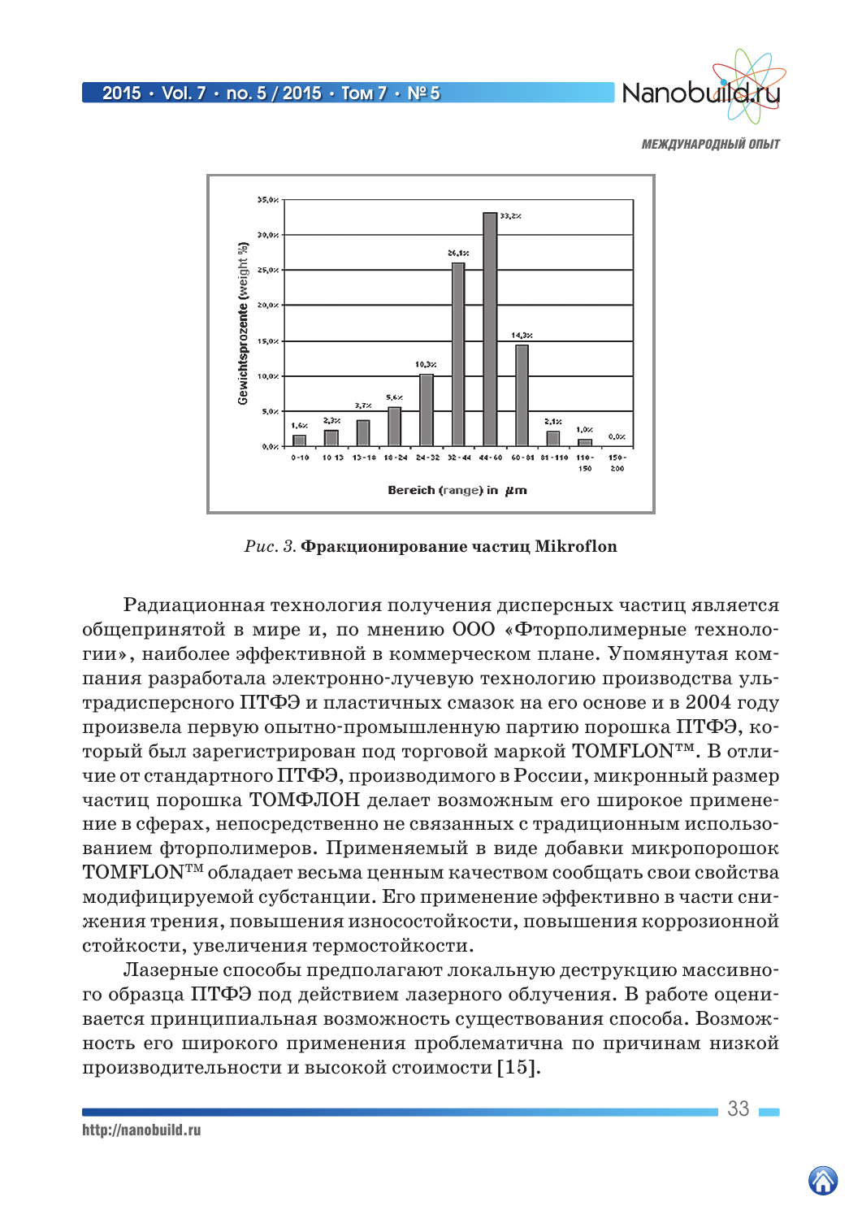МЕЖДУНАРОДНЫЙ ОПЫТ

*Рис. 3.* **Фракционирование частиц Mikroflon**

Радиационная технология получения дисперсных частиц является общепринятой в мире и, по мнению ООО «Фторполимерные технологии», наиболее эффективной в коммерческом плане. Упомянутая компания разработала электронно-лучевую технологию производства ультрадисперсного ПТФЭ и пластичных смазок на его основе и в 2004 году произвела первую опытно-промышленную партию порошка ПТФЭ, который был зарегистрирован под торговой маркой TOMFLON™. В отличие от стандартного ПТФЭ, производимого в России, микронный размер частиц порошка ТОМФЛОН делает возможным его широкое применение в сферах, непосредственно не связанных с традиционным использованием фторполимеров. Применяемый в виде добавки микропорошок TOMFLON™ обладает весьма ценным качеством сообщать свои свойства модифицируемой субстанции. Его применение эффективно в части снижения трения, повышения износостойкости, повышения коррозионной стойкости, увеличения термостойкости.

Лазерные способы предполагают локальную деструкцию массивного образца ПТФЭ под действием лазерного облучения. В работе оценивается принципиальная возможность существования способа. Возможность его широкого применения проблематична по причинам низкой производительности и высокой стоимости [15].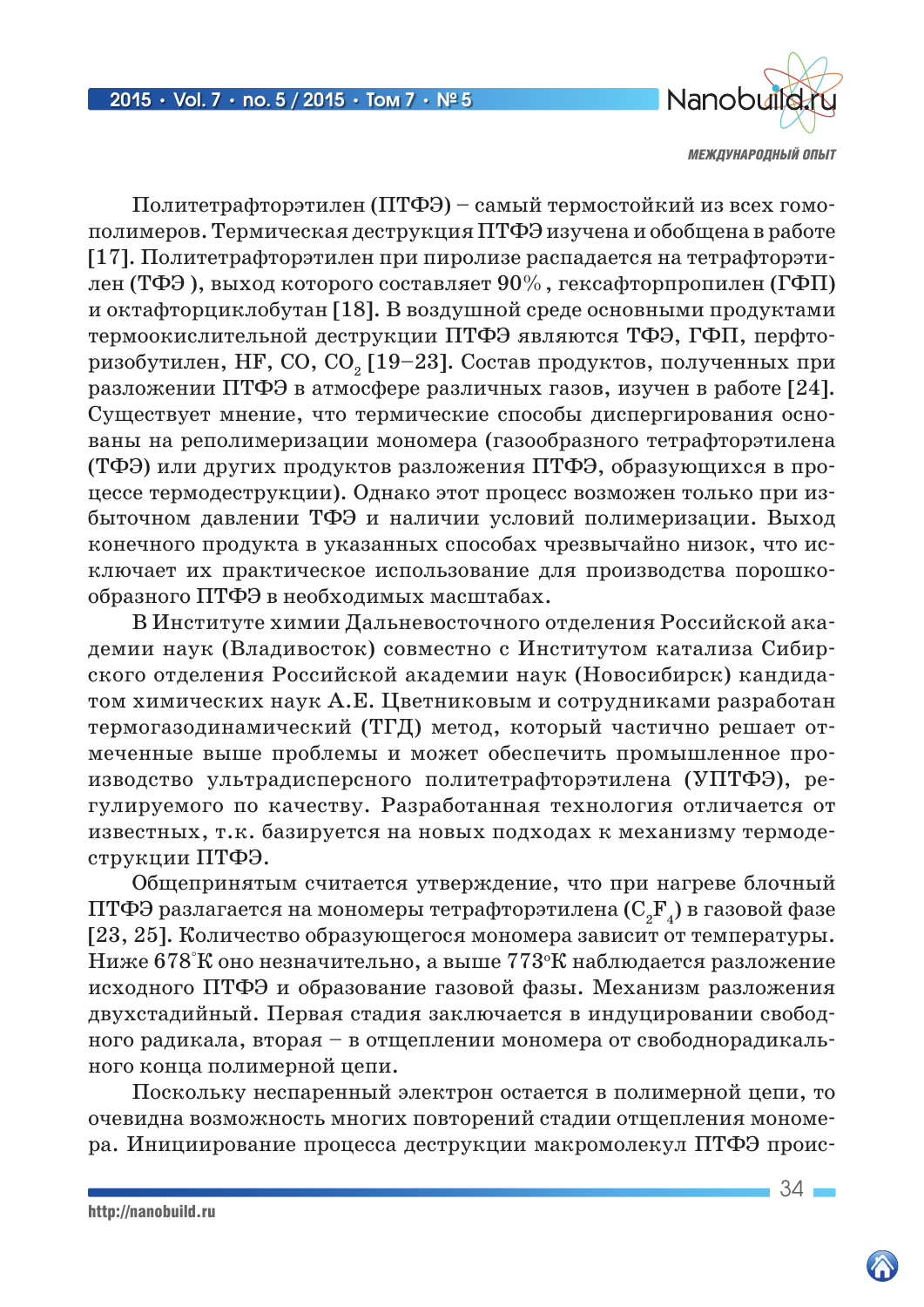Политетрафторэтилен (ПТФЭ) – самый термостойкий из всех гомополимеров. Термическая деструкция ПТФЭ изучена и обобщена в работе [17]. Политетрафторэтилен при пиролизе распадается на тетрафторэтилен (ТФЭ ), выход которого составляет 90% , гексафторпропилен (ГФП) и октафторциклобутан [18]. В воздушной среде основными продуктами термоокислительной деструкции ПТФЭ являются ТФЭ, ГФП, перфторизобутилен, HF, CO, $CO_2$ [19–23]. Состав продуктов, полученных при разложении ПТФЭ в атмосфере различных газов, изучен в работе [24]. Существует мнение, что термические способы диспергирования основаны на реполимеризации мономера (газообразного тетрафторэтилена (ТФЭ) или других продуктов разложения ПТФЭ, образующихся в процессе термодеструкции). Однако этот процесс возможен только при избыточном давлении ТФЭ и наличии условий полимеризации. Выход конечного продукта в указанных способах чрезвычайно низок, что исключает их практическое использование для производства порошкообразного ПТФЭ в необходимых масштабах.

В Институте химии Дальневосточного отделения Российской академии наук (Владивосток) совместно с Институтом катализа Сибирского отделения Российской академии наук (Новосибирск) кандидатом химических наук А.Е. Цветниковым и сотрудниками разработан термогазодинамический (ТГД) метод, который частично решает отмеченные выше проблемы и может обеспечить промышленное производство ультрадисперсного политетрафторэтилена (УПТФЭ), регулируемого по качеству. Разработанная технология отличается от известных, т.к. базируется на новых подходах к механизму термодеструкции ПТФЭ.

Общепринятым считается утверждение, что при нагреве блочный ПТФЭ разлагается на мономеры тетрафторэтилена ($C_2F_4$) в газовой фазе [23, 25]. Количество образующегося мономера зависит от температуры. Ниже 678°К оно незначительно, а выше 773°К наблюдается разложение исходного ПТФЭ и образование газовой фазы. Механизм разложения двухстадийный. Первая стадия заключается в индуцировании свободного радикала, вторая – в отщеплении мономера от свободнорадикального конца полимерной цепи.

Поскольку неспаренный электрон остается в полимерной цепи, то очевидна возможность многих повторений стадии отщепления мономера. Инициирование процесса деструкции макромолекул ПТФЭ проис-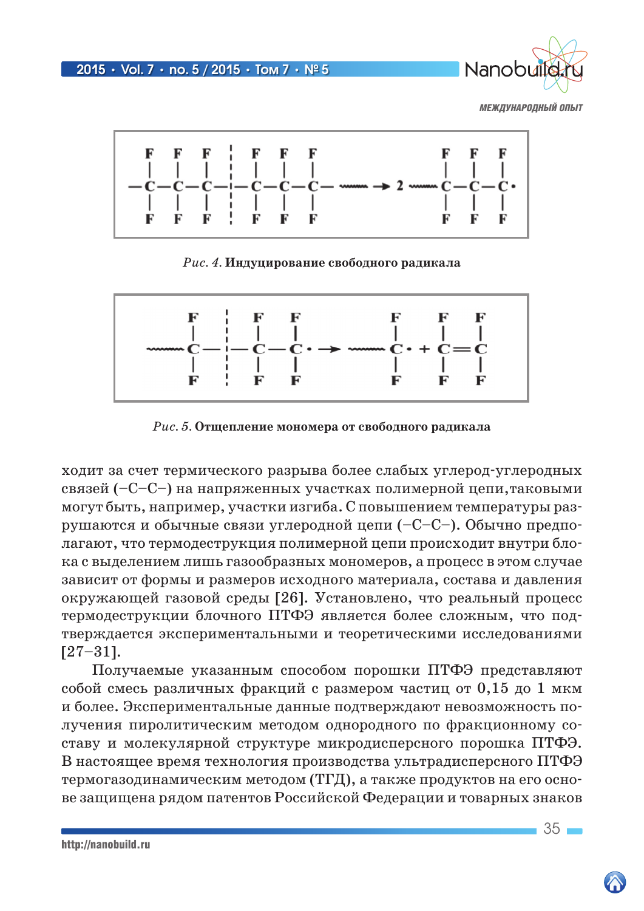*Рис. 4.* **Индуцирование свободного радикала**

*Рис. 5.* **Отщепление мономера от свободного радикала**

ходит за счет термического разрыва более слабых углерод-углеродных связей (–C–C–) на напряженных участках полимерной цепи,таковыми могут быть, например, участки изгиба. С повышением температуры разрушаются и обычные связи углеродной цепи (–C–C–). Обычно предполагают, что термодеструкция полимерной цепи происходит внутри блока с выделением лишь газообразных мономеров, а процесс в этом случае зависит от формы и размеров исходного материала, состава и давления окружающей газовой среды [26]. Установлено, что реальный процесс термодеструкции блочного ПТФЭ является более сложным, что подтверждается экспериментальными и теоретическими исследованиями [27–31].

Получаемые указанным способом порошки ПТФЭ представляют собой смесь различных фракций с размером частиц от 0,15 до 1 мкм и более. Экспериментальные данные подтверждают невозможность получения пиролитическим методом однородного по фракционному составу и молекулярной структуре микродисперсного порошка ПТФЭ. В настоящее время технология производства ультрадисперсного ПТФЭ термогазодинамическим методом (ТГД), а также продуктов на его основе защищена рядом патентов Российской Федерации и товарных знаков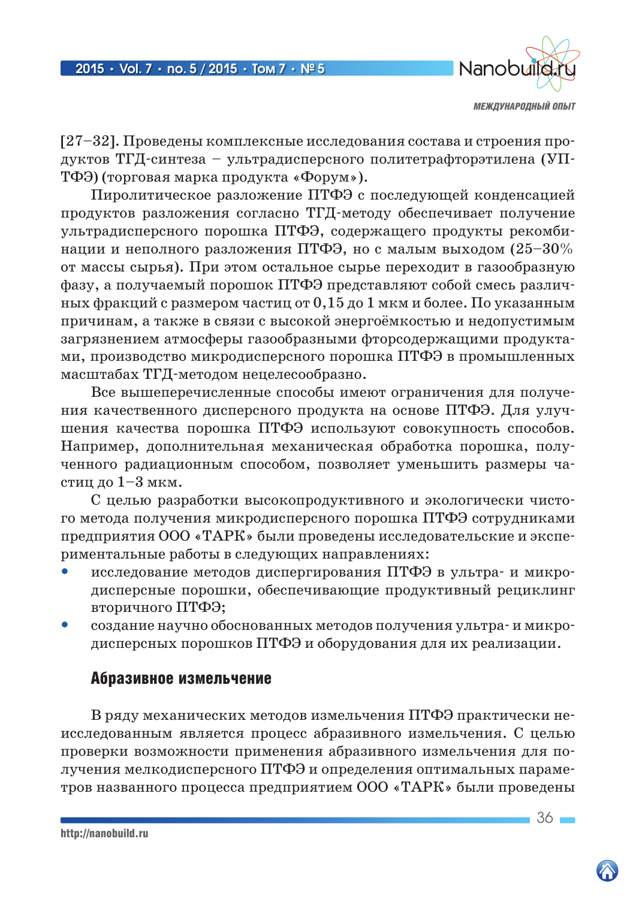[27–32]. Проведены комплексные исследования состава и строения продуктов ТГД-синтеза – ультрадисперсного политетрафторэтилена (УПТФЭ) (торговая марка продукта «Форум»).

Пиролитическое разложение ПТФЭ с последующей конденсацией продуктов разложения согласно ТГД-методу обеспечивает получение ультрадисперсного порошка ПТФЭ, содержащего продукты рекомбинации и неполного разложения ПТФЭ, но с малым выходом (25–30% от массы сырья). При этом остальное сырье переходит в газообразную фазу, а получаемый порошок ПТФЭ представляют собой смесь различных фракций с размером частиц от 0,15 до 1 мкм и более. По указанным причинам, а также в связи с высокой энергоёмкостью и недопустимым загрязнением атмосферы газообразными фторсодержащими продуктами, производство микродисперсного порошка ПТФЭ в промышленных масштабах ТГД-методом нецелесообразно.

Все вышеперечисленные способы имеют ограничения для получения качественного дисперсного продукта на основе ПТФЭ. Для улучшения качества порошка ПТФЭ используют совокупность способов. Например, дополнительная механическая обработка порошка, полученного радиационным способом, позволяет уменьшить размеры частиц до 1–3 мкм.

С целью разработки высокопродуктивного и экологически чистого метода получения микродисперсного порошка ПТФЭ сотрудниками предприятия ООО «ТАРК» были проведены исследовательские и экспериментальные работы в следующих направлениях:

- исследование методов диспергирования ПТФЭ в ультра- и микродисперсные порошки, обеспечивающие продуктивный рециклинг вторичного ПТФЭ;
- создание научно обоснованных методов получения ультра- и микродисперсных порошков ПТФЭ и оборудования для их реализации.

## Абразивное измельчение

В ряду механических методов измельчения ПТФЭ практически неисследованным является процесс абразивного измельчения. С целью проверки возможности применения абразивного измельчения для получения мелкодисперсного ПТФЭ и определения оптимальных параметров названного процесса предприятием ООО «ТАРК» были проведены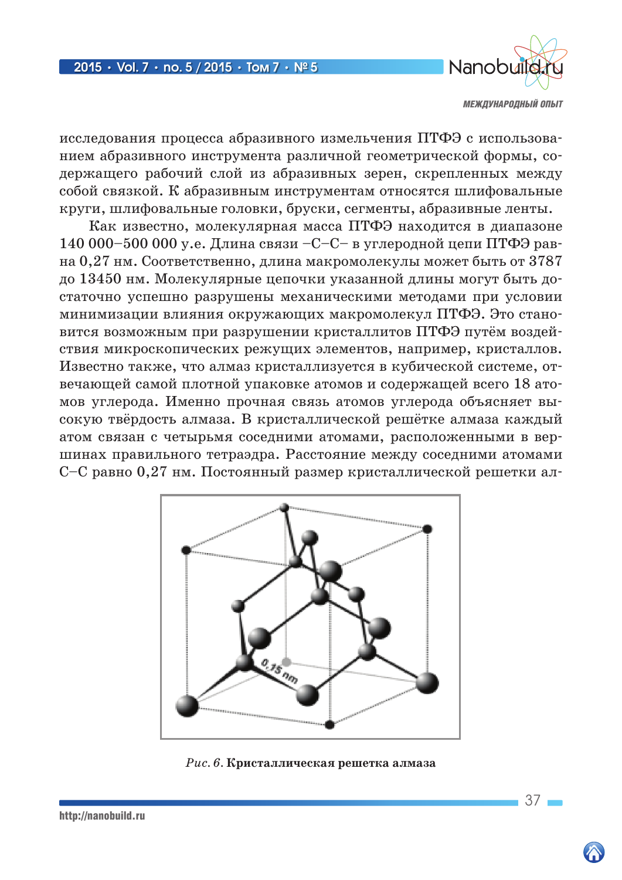исследования процесса абразивного измельчения ПТФЭ с использованием абразивного инструмента различной геометрической формы, содержащего рабочий слой из абразивных зерен, скрепленных между собой связкой. К абразивным инструментам относятся шлифовальные круги, шлифовальные головки, бруски, сегменты, абразивные ленты.

Как известно, молекулярная масса ПТФЭ находится в диапазоне 140 000–500 000 у.е. Длина связи –С–С– в углеродной цепи ПТФЭ равна 0,27 нм. Соответственно, длина макромолекулы может быть от 3787 до 13450 нм. Молекулярные цепочки указанной длины могут быть достаточно успешно разрушены механическими методами при условии минимизации влияния окружающих макромолекул ПТФЭ. Это становится возможным при разрушении кристаллитов ПТФЭ путём воздействия микроскопических режущих элементов, например, кристаллов. Известно также, что алмаз кристаллизуется в кубической системе, отвечающей самой плотной упаковке атомов и содержащей всего 18 атомов углерода. Именно прочная связь атомов углерода объясняет высокую твёрдость алмаза. В кристаллической решётке алмаза каждый атом связан с четырьмя соседними атомами, расположенными в вершинах правильного тетраэдра. Расстояние между соседними атомами С–С равно 0,27 нм. Постоянный размер кристаллической решетки ал-

*Рис. 6.* **Кристаллическая решетка алмаза**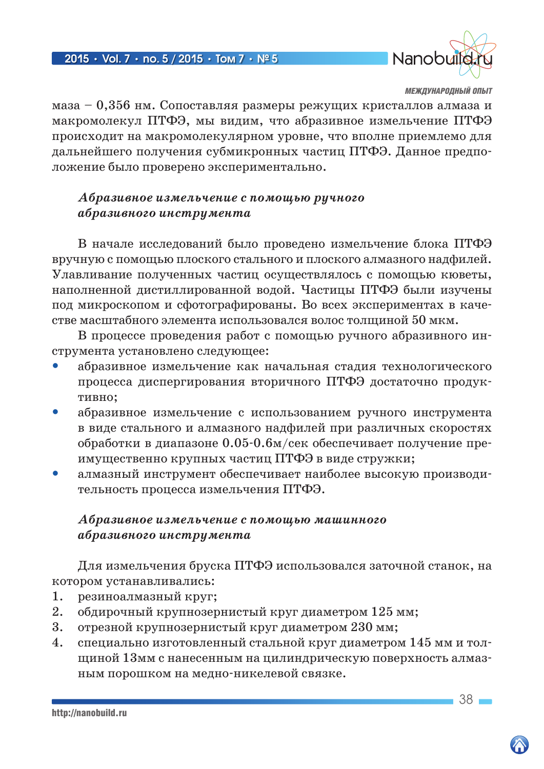маза – 0,356 нм. Сопоставляя размеры режущих кристаллов алмаза и макромолекул ПТФЭ, мы видим, что абразивное измельчение ПТФЭ происходит на макромолекулярном уровне, что вполне приемлемо для дальнейшего получения субмикронных частиц ПТФЭ. Данное предположение было проверено экспериментально.

### *Абразивное измельчение с помощью ручного абразивного инструмента*

В начале исследований было проведено измельчение блока ПТФЭ вручную с помощью плоского стального и плоского алмазного надфилей. Улавливание полученных частиц осуществлялось с помощью кюветы, наполненной дистиллированной водой. Частицы ПТФЭ были изучены под микроскопом и сфотографированы. Во всех экспериментах в качестве масштабного элемента использовался волос толщиной 50 мкм.

В процессе проведения работ с помощью ручного абразивного инструмента установлено следующее:

- абразивное измельчение как начальная стадия технологического процесса диспергирования вторичного ПТФЭ достаточно продуктивно;
- абразивное измельчение с использованием ручного инструмента в виде стального и алмазного надфилей при различных скоростях обработки в диапазоне 0.05-0.6м/сек обеспечивает получение преимущественно крупных частиц ПТФЭ в виде стружки;
- алмазный инструмент обеспечивает наиболее высокую производительность процесса измельчения ПТФЭ.

### *Абразивное измельчение с помощью машинного абразивного инструмента*

Для измельчения бруска ПТФЭ использовался заточной станок, на котором устанавливались:

1. резиноалмазный круг;
2. обдирочный крупнозернистый круг диаметром 125 мм;
3. отрезной крупнозернистый круг диаметром 230 мм;
4. специально изготовленный стальной круг диаметром 145 мм и толщиной 13мм с нанесенным на цилиндрическую поверхность алмазным порошком на медно-никелевой связке.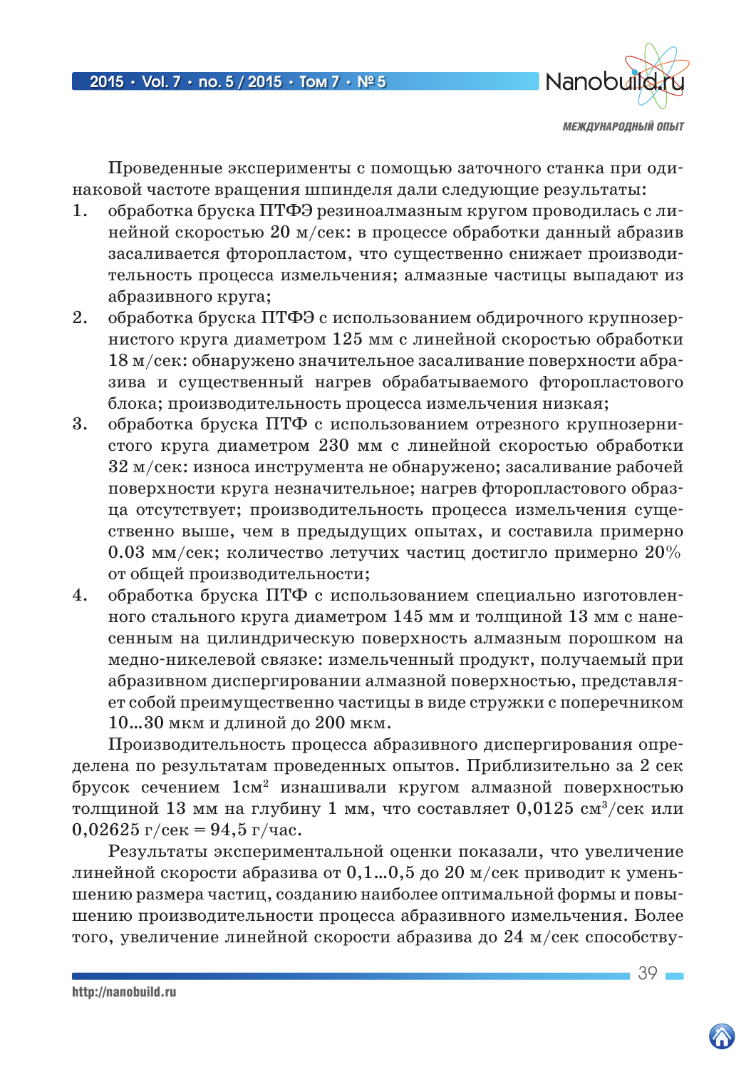Проведенные эксперименты с помощью заточного станка при одинаковой частоте вращения шпинделя дали следующие результаты:

1. обработка бруска ПТФЭ резиноалмазным кругом проводилась с линейной скоростью 20 м/сек: в процессе обработки данный абразив засаливается фторопластом, что существенно снижает производительность процесса измельчения; алмазные частицы выпадают из абразивного круга;
2. обработка бруска ПТФЭ с использованием обдирочного крупнозернистого круга диаметром 125 мм с линейной скоростью обработки 18 м/сек: обнаружено значительное засаливание поверхности абразива и существенный нагрев обрабатываемого фторопластового блока; производительность процесса измельчения низкая;
3. обработка бруска ПТФ с использованием отрезного крупнозернистого круга диаметром 230 мм с линейной скоростью обработки 32 м/сек: износа инструмента не обнаружено; засаливание рабочей поверхности круга незначительное; нагрев фторопластового образца отсутствует; производительность процесса измельчения существенно выше, чем в предыдущих опытах, и составила примерно 0.03 мм/сек; количество летучих частиц достигло примерно 20% от общей производительности;
4. обработка бруска ПТФ с использованием специально изготовленного стального круга диаметром 145 мм и толщиной 13 мм с нанесенным на цилиндрическую поверхность алмазным порошком на медно-никелевой связке: измельченный продукт, получаемый при абразивном диспергировании алмазной поверхностью, представляет собой преимущественно частицы в виде стружки с поперечником 10…30 мкм и длиной до 200 мкм.

Производительность процесса абразивного диспергирования определена по результатам проведенных опытов. Приблизительно за 2 сек брусок сечением 1см$^2$ изнашивали кругом алмазной поверхностью толщиной 13 мм на глубину 1 мм, что составляет 0,0125 см$^3$/сек или 0,02625 г/сек = 94,5 г/час.

Результаты экспериментальной оценки показали, что увеличение линейной скорости абразива от 0,1…0,5 до 20 м/сек приводит к уменьшению размера частиц, созданию наиболее оптимальной формы и повышению производительности процесса абразивного измельчения. Более того, увеличение линейной скорости абразива до 24 м/сек способству-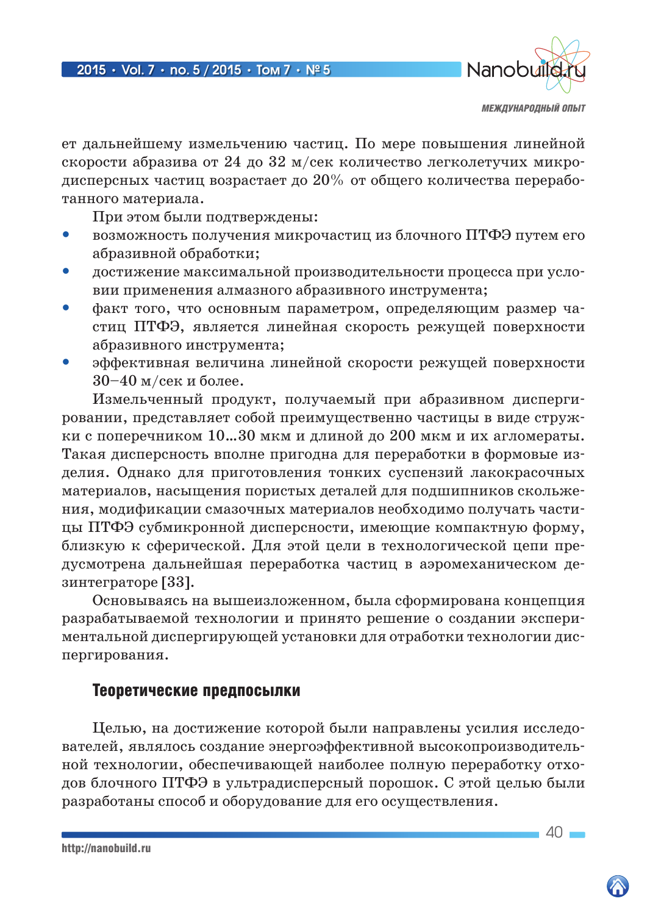ет дальнейшему измельчению частиц. По мере повышения линейной скорости абразива от 24 до 32 м/сек количество легколетучих микродисперсных частиц возрастает до 20% от общего количества переработанного материала.

При этом были подтверждены:

- возможность получения микрочастиц из блочного ПТФЭ путем его абразивной обработки;
- достижение максимальной производительности процесса при условии применения алмазного абразивного инструмента;
- факт того, что основным параметром, определяющим размер частиц ПТФЭ, является линейная скорость режущей поверхности абразивного инструмента;
- эффективная величина линейной скорости режущей поверхности 30–40 м/сек и более.

Измельченный продукт, получаемый при абразивном диспергировании, представляет собой преимущественно частицы в виде стружки с поперечником 10...30 мкм и длиной до 200 мкм и их агломераты. Такая дисперсность вполне пригодна для переработки в формовые изделия. Однако для приготовления тонких суспензий лакокрасочных материалов, насыщения пористых деталей для подшипников скольжения, модификации смазочных материалов необходимо получать частицы ПТФЭ субмикронной дисперсности, имеющие компактную форму, близкую к сферической. Для этой цели в технологической цепи предусмотрена дальнейшая переработка частиц в аэромеханическом дезинтеграторе [33].

Основываясь на вышеизложенном, была сформирована концепция разрабатываемой технологии и принято решение о создании экспериментальной диспергирующей установки для отработки технологии диспергирования.

## Теоретические предпосылки

Целью, на достижение которой были направлены усилия исследователей, являлось создание энергоэффективной высокопроизводительной технологии, обеспечивающей наиболее полную переработку отходов блочного ПТФЭ в ультрадисперсный порошок. С этой целью были разработаны способ и оборудование для его осуществления.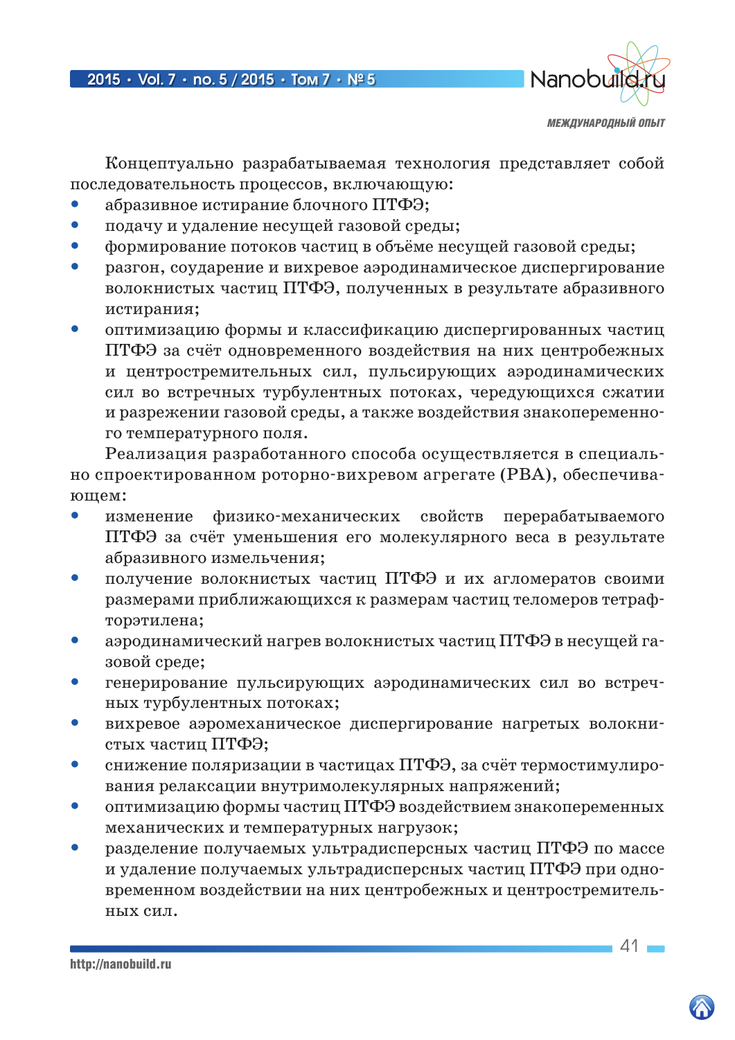Концептуально разрабатываемая технология представляет собой последовательность процессов, включающую:

- абразивное истирание блочного ПТФЭ;
- подачу и удаление несущей газовой среды;
- формирование потоков частиц в объёме несущей газовой среды;
- разгон, соударение и вихревое аэродинамическое диспергирование волокнистых частиц ПТФЭ, полученных в результате абразивного истирания;
- оптимизацию формы и классификацию диспергированных частиц ПТФЭ за счёт одновременного воздействия на них центробежных и центростремительных сил, пульсирующих аэродинамических сил во встречных турбулентных потоках, чередующихся сжатии и разрежении газовой среды, а также воздействия знакопеременного температурного поля.

Реализация разработанного способа осуществляется в специально спроектированном роторно-вихревом агрегате (РВА), обеспечивающем:

- изменение физико-механических свойств перерабатываемого ПТФЭ за счёт уменьшения его молекулярного веса в результате абразивного измельчения;
- получение волокнистых частиц ПТФЭ и их агломератов своими размерами приближающихся к размерам частиц теломеров тетрафторэтилена;
- аэродинамический нагрев волокнистых частиц ПТФЭ в несущей газовой среде;
- генерирование пульсирующих аэродинамических сил во встречных турбулентных потоках;
- вихревое аэромеханическое диспергирование нагретых волокнистых частиц ПТФЭ;
- снижение поляризации в частицах ПТФЭ, за счёт термостимулирования релаксации внутримолекулярных напряжений;
- оптимизацию формы частиц ПТФЭ воздействием знакопеременных механических и температурных нагрузок;
- разделение получаемых ультрадисперсных частиц ПТФЭ по массе и удаление получаемых ультрадисперсных частиц ПТФЭ при одновременном воздействии на них центробежных и центростремительных сил.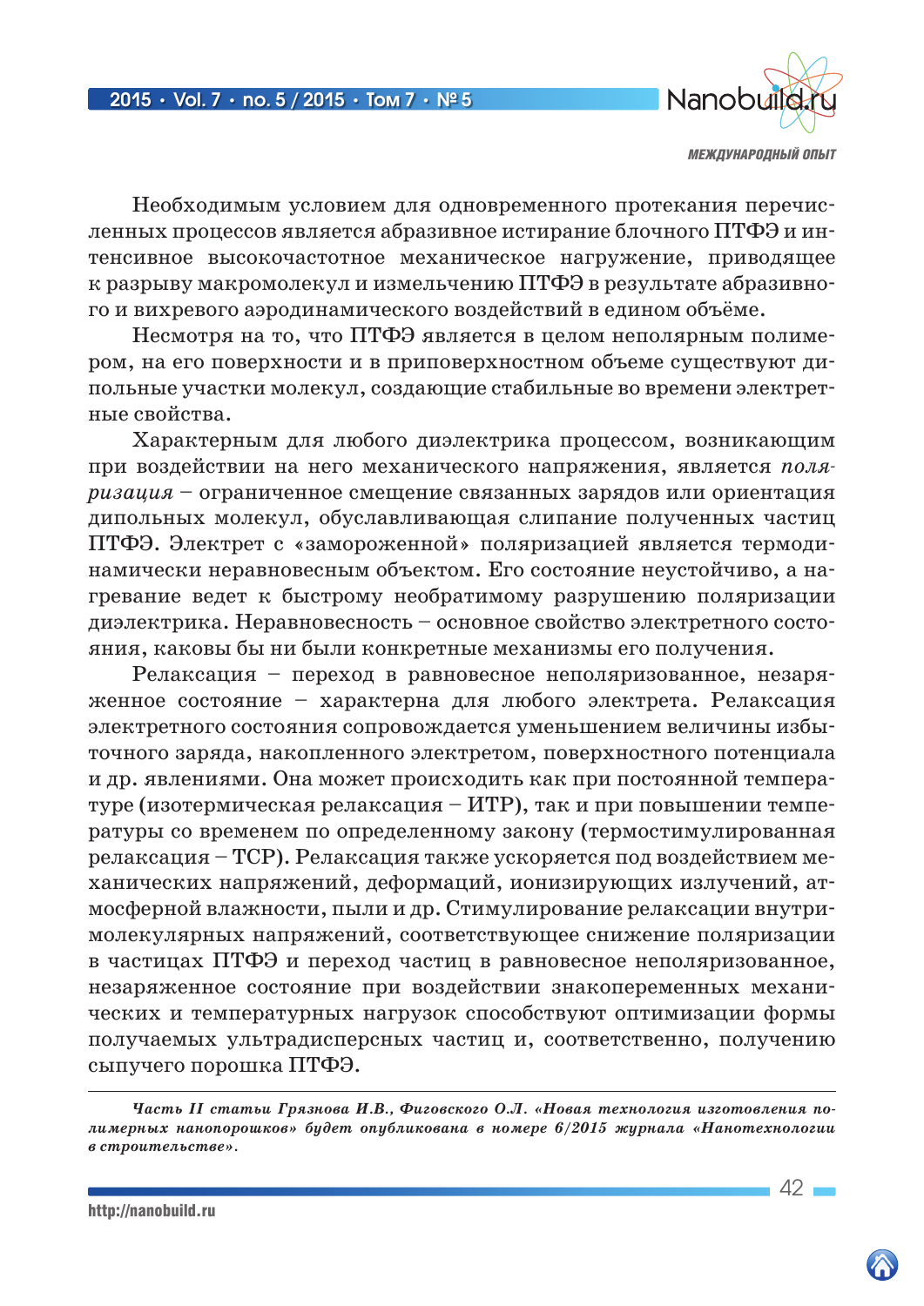Необходимым условием для одновременного протекания перечисленных процессов является абразивное истирание блочного ПТФЭ и интенсивное высокочастотное механическое нагружение, приводящее к разрыву макромолекул и измельчению ПТФЭ в результате абразивного и вихревого аэродинамического воздействий в едином объёме.

Несмотря на то, что ПТФЭ является в целом неполярным полимером, на его поверхности и в приповерхностном объеме существуют дипольные участки молекул, создающие стабильные во времени электретные свойства.

Характерным для любого диэлектрика процессом, возникающим при воздействии на него механического напряжения, является *поляризация* – ограниченное смещение связанных зарядов или ориентация дипольных молекул, обуславливающая слипание полученных частиц ПТФЭ. Электрет с «замороженной» поляризацией является термодинамически неравновесным объектом. Его состояние неустойчиво, а нагревание ведет к быстрому необратимому разрушению поляризации диэлектрика. Неравновесность – основное свойство электретного состояния, каковы бы ни были конкретные механизмы его получения.

Релаксация – переход в равновесное неполяризованное, незаряженное состояние – характерна для любого электрета. Релаксация электретного состояния сопровождается уменьшением величины избыточного заряда, накопленного электретом, поверхностного потенциала и др. явлениями. Она может происходить как при постоянной температуре (изотермическая релаксация – ИТР), так и при повышении температуры со временем по определенному закону (термостимулированная релаксация – ТСР). Релаксация также ускоряется под воздействием механических напряжений, деформаций, ионизирующих излучений, атмосферной влажности, пыли и др. Стимулирование релаксации внутримолекулярных напряжений, соответствующее снижение поляризации в частицах ПТФЭ и переход частиц в равновесное неполяризованное, незаряженное состояние при воздействии знакопеременных механических и температурных нагрузок способствуют оптимизации формы получаемых ультрадисперсных частиц и, соответственно, получению сыпучего порошка ПТФЭ.

---

***Часть II статьи Грязнова И.В., Фиговского О.Л. «Новая технология изготовления полимерных нанопорошков» будет опубликована в номере 6/2015 журнала «Нанотехнологии в строительстве».***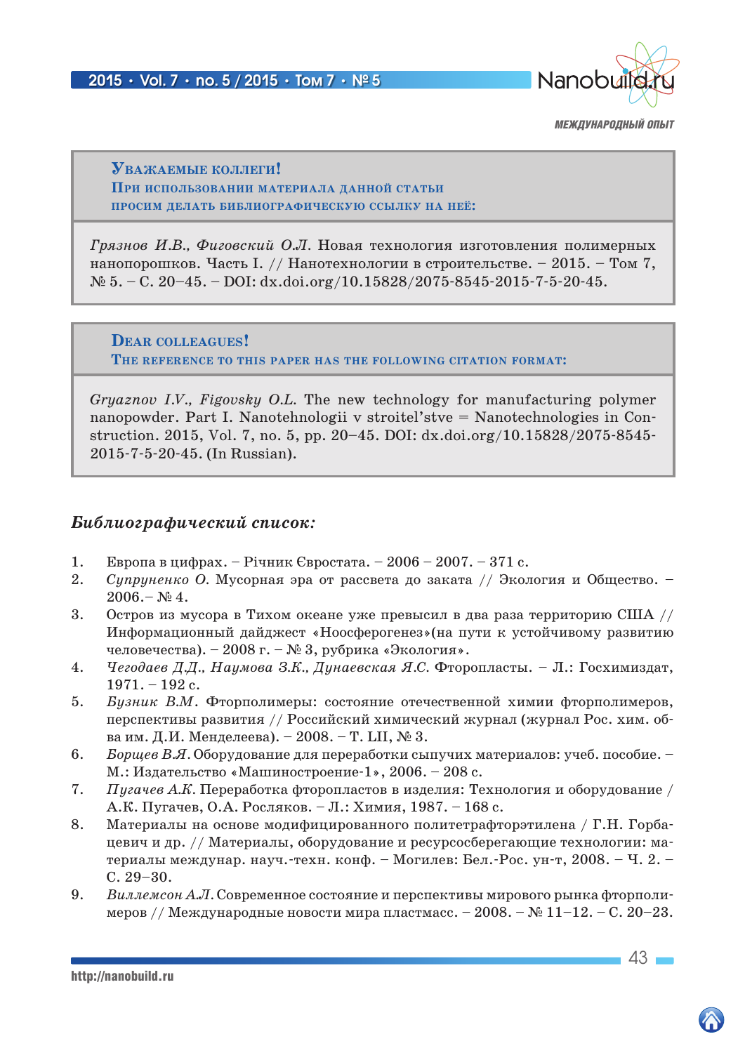**Уважаемые коллеги!**
**При использовании материала данной статьи просим делать библиографическую ссылку на неё:**

*Грязнов И.В., Фиговский О.Л.* Новая технология изготовления полимерных нанопорошков. Часть I. // Нанотехнологии в строительстве. – 2015. – Том 7, № 5. – С. 20–45. – DOI: dx.doi.org/10.15828/2075-8545-2015-7-5-20-45.

**Dear colleagues!**
**The reference to this paper has the following citation format:**

*Gryaznov I.V., Figovsky O.L.* The new technology for manufacturing polymer nanopowder. Part I. Nanotehnologii v stroitel'stve = Nanotechnologies in Construction. 2015, Vol. 7, no. 5, pp. 20–45. DOI: dx.doi.org/10.15828/2075-8545-2015-7-5-20-45. (In Russian).

## *Библиографический список:*

1. Европа в цифрах. – Річник Євростата. – 2006 – 2007. – 371 с.
2. *Супруненко О.* Мусорная эра от рассвета до заката // Экология и Общество. – 2006.– № 4.
3. Остров из мусора в Тихом океане уже превысил в два раза территорию США // Информационный дайджест «Ноосферогенез»(на пути к устойчивому развитию человечества). – 2008 г. – № 3, рубрика «Экология».
4. *Чегодаев Д.Д., Наумова З.К., Дунаевская Я.С.* Фторопласты. – Л.: Госхимиздат, 1971. – 192 с.
5. *Бузник В.М.* Фторполимеры: состояние отечественной химии фторполимеров, перспективы развития // Российский химический журнал (журнал Рос. хим. об-ва им. Д.И. Менделеева). – 2008. – Т. LII, № 3.
6. *Борщев В.Я.* Оборудование для переработки сыпучих материалов: учеб. пособие. – М.: Издательство «Машиностроение-1», 2006. – 208 с.
7. *Пугачев А.К.* Переработка фторопластов в изделия: Технология и оборудование / А.К. Пугачев, О.А. Росляков. – Л.: Химия, 1987. – 168 с.
8. Материалы на основе модифицированного политетрафторэтилена / Г.Н. Горбацевич и др. // Материалы, оборудование и ресурсосберегающие технологии: материалы междунар. науч.-техн. конф. – Могилев: Бел.-Рос. ун-т, 2008. – Ч. 2. – С. 29–30.
9. *Виллемсон А.Л.* Современное состояние и перспективы мирового рынка фторполимеров // Международные новости мира пластмасс. – 2008. – № 11–12. – С. 20–23.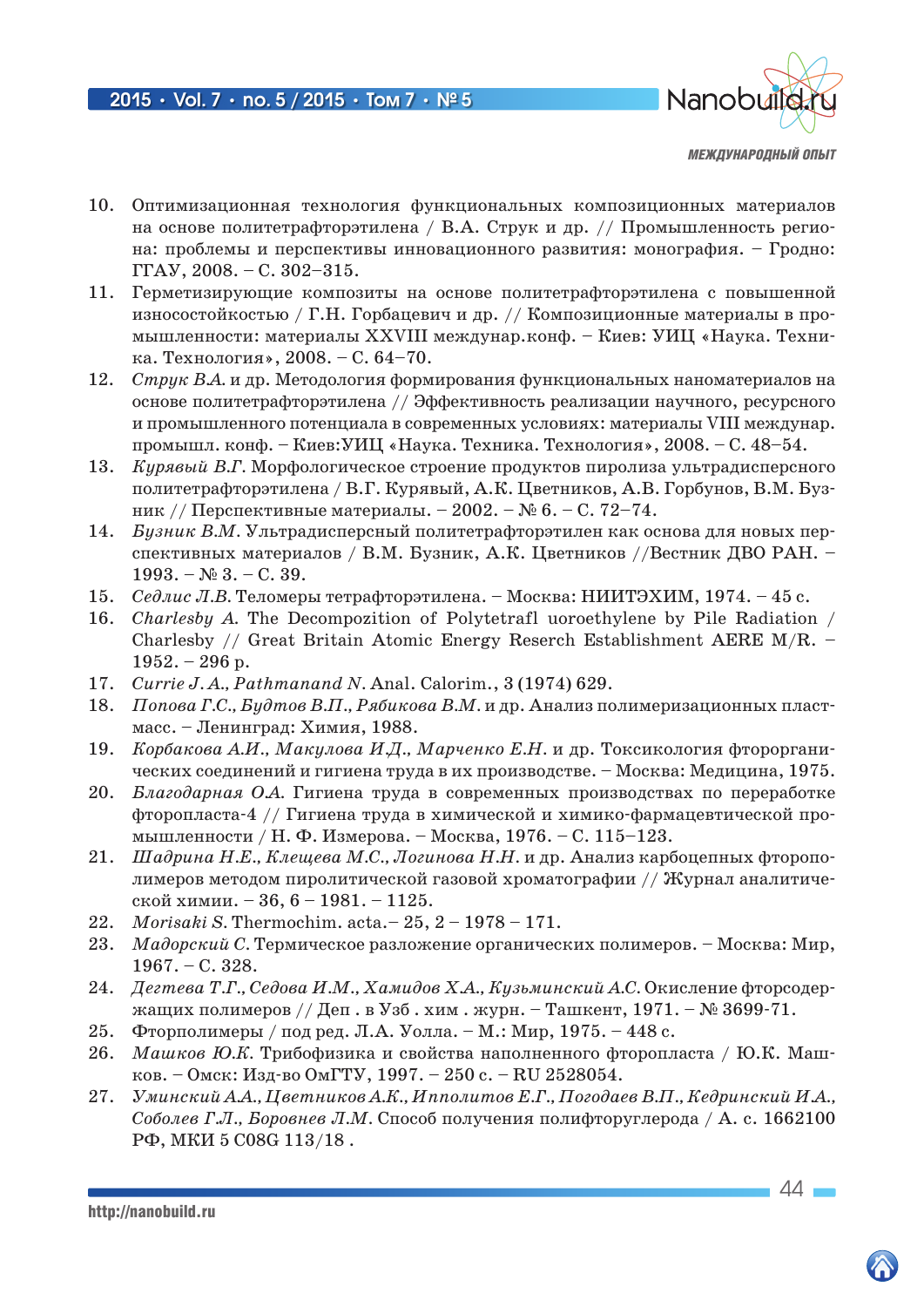10. Оптимизационная технология функциональных композиционных материалов на основе политетрафторэтилена / В.А. Струк и др. // Промышленность региона: проблемы и перспективы инновационного развития: монография. – Гродно: ГГАУ, 2008. – С. 302–315.
11. Герметизирующие композиты на основе политетрафторэтилена с повышенной износостойкостью / Г.Н. Горбацевич и др. // Композиционные материалы в промышленности: материалы XXVIII междунар.конф. – Киев: УИЦ «Наука. Техника. Технология», 2008. – С. 64–70.
12. *Струк В.А.* и др. Методология формирования функциональных наноматериалов на основе политетрафторэтилена // Эффективность реализации научного, ресурсного и промышленного потенциала в современных условиях: материалы VIII междунар. промышл. конф. – Киев:УИЦ «Наука. Техника. Технология», 2008. – С. 48–54.
13. *Курявый В.Г.* Морфологическое строение продуктов пиролиза ультрадисперсного политетрафторэтилена / В.Г. Курявый, А.К. Цветников, А.В. Горбунов, В.М. Бузник // Перспективные материалы. – 2002. – № 6. – С. 72–74.
14. *Бузник В.М.* Ультрадисперсный политетрафторэтилен как основа для новых перспективных материалов / В.М. Бузник, А.К. Цветников //Вестник ДВО РАН. – 1993. – № 3. – С. 39.
15. *Седлис Л.В.* Теломеры тетрафторэтилена. – Москва: НИИТЭХИМ, 1974. – 45 с.
16. *Charlesby A.* The Decompozition of Polytetrafl uoroethylene by Pile Radiation / Charlesby // Great Britain Atomic Energy Reserch Establishment AERE M/R. – 1952. – 296 p.
17. *Currie J.A., Pathmanand N.* Anal. Calorim., 3 (1974) 629.
18. *Попова Г.С., Будтов В.П., Рябикова В.М.* и др. Анализ полимеризационных пластмасс. – Ленинград: Химия, 1988.
19. *Корбакова А.И., Макулова И.Д., Марченко Е.Н.* и др. Токсикология фторорганических соединений и гигиена труда в их производстве. – Москва: Медицина, 1975.
20. *Благодарная О.А.* Гигиена труда в современных производствах по переработке фторопласта-4 // Гигиена труда в химической и химико-фармацевтической промышленности / Н. Ф. Измерова. – Москва, 1976. – С. 115–123.
21. *Шадрина Н.Е., Клещева М.С., Логинова Н.Н.* и др. Анализ карбоцепных фторополимеров методом пиролитической газовой хроматографии // Журнал аналитической химии. – 36, 6 – 1981. – 1125.
22. *Morisaki S.* Thermochim. acta.– 25, 2 – 1978 – 171.
23. *Мадорский С.* Термическое разложение органических полимеров. – Москва: Мир, 1967. – С. 328.
24. *Дегтева Т.Г., Седова И.М., Хамидов Х.А., Кузьминский А.С.* Окисление фторсодержащих полимеров // Деп . в Узб . хим . журн. – Ташкент, 1971. – № 3699-71.
25. Фторполимеры / под ред. Л.А. Уолла. – М.: Мир, 1975. – 448 с.
26. *Машков Ю.К.* Трибофизика и свойства наполненного фторопласта / Ю.К. Машков. – Омск: Изд-во ОмГТУ, 1997. – 250 с. – RU 2528054.
27. *Уминский А.А., Цветников А.К., Ипполитов Е.Г., Погодаев В.П., Кедринский И.А., Соболев Г.Л., Боровнев Л.М.* Способ получения полифторуглерода / А. с. 1662100 РФ, МКИ 5 C08G 113/18 .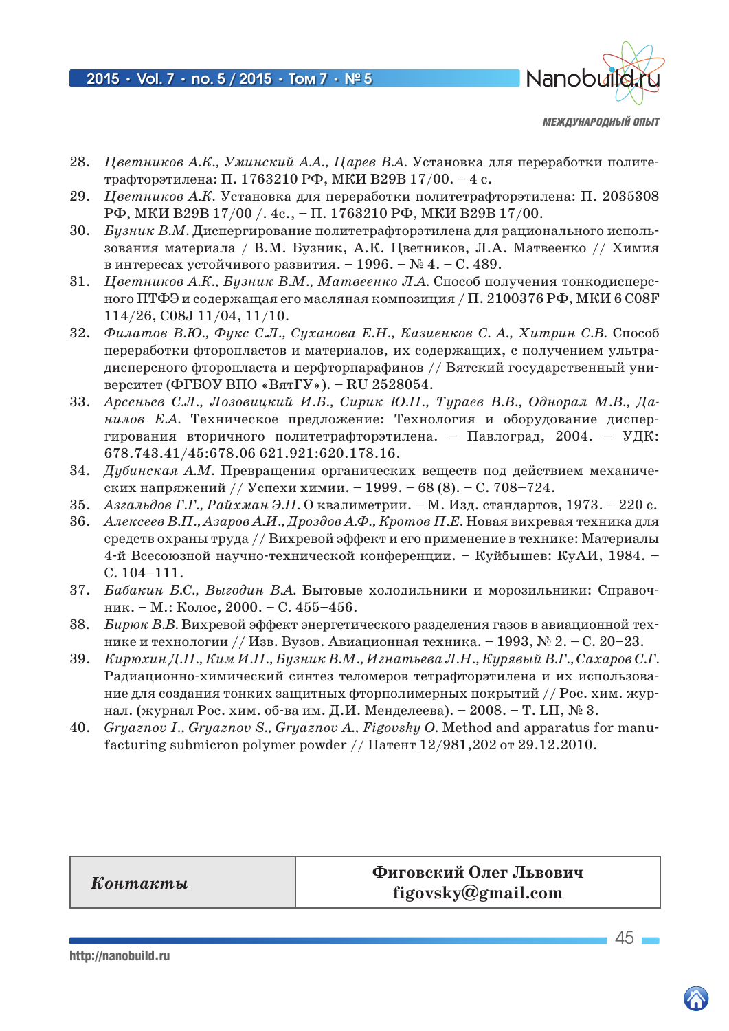28. *Цветников А.К., Уминский А.А., Царев В.А.* Установка для переработки политетрафторэтилена: П. 1763210 РФ, МКИ В29В 17/00. – 4 с.
29. *Цветников А.К.* Установка для переработки политетрафторэтилена: П. 2035308 РФ, МКИ В29В 17/00 /. 4с., – П. 1763210 РФ, МКИ В29В 17/00.
30. *Бузник В.М.* Диспергирование политетрафторэтилена для рационального использования материала / В.М. Бузник, А.К. Цветников, Л.А. Матвеенко // Химия в интересах устойчивого развития. – 1996. – № 4. – С. 489.
31. *Цветников А.К., Бузник В.М., Матвеенко Л.А.* Способ получения тонкодисперсного ПТФЭ и содержащая его масляная композиция / П. 2100376 РФ, МКИ 6 С08F 114/26, С08J 11/04, 11/10.
32. *Филатов В.Ю., Фукс С.Л., Суханова Е.Н., Казиенков С. А., Хитрин С.В.* Способ переработки фторопластов и материалов, их содержащих, с получением ультрадисперсного фторопласта и перфторпарафинов // Вятский государственный университет (ФГБОУ ВПО «ВятГУ»). – RU 2528054.
33. *Арсеньев С.Л., Лозовицкий И.Б., Сирик Ю.П., Тураев В.В., Однорал М.В., Данилов Е.А.* Техническое предложение: Технология и оборудование диспергирования вторичного политетрафторэтилена. – Павлоград, 2004. – УДК: 678.743.41/45:678.06 621.921:620.178.16.
34. *Дубинская А.М.* Превращения органических веществ под действием механических напряжений // Успехи химии. – 1999. – 68 (8). – С. 708–724.
35. *Азгальдов Г.Г., Райхман Э.П.* О квалиметрии. – М. Изд. стандартов, 1973. – 220 с.
36. *Алексеев В.П., Азаров А.И., Дроздов А.Ф., Кротов П.Е.* Новая вихревая техника для средств охраны труда // Вихревой эффект и его применение в технике: Материалы 4-й Всесоюзной научно-технической конференции. – Куйбышев: КуАИ, 1984. – С. 104–111.
37. *Бабакин Б.С., Выгодин В.А.* Бытовые холодильники и морозильники: Справочник. – М.: Колос, 2000. – С. 455–456.
38. *Бирюк В.В.* Вихревой эффект энергетического разделения газов в авиационной технике и технологии // Изв. Вузов. Авиационная техника. – 1993, № 2. – С. 20–23.
39. *Кирюхин Д.П., Ким И.П., Бузник В.М., Игнатьева Л.Н., Курявый В.Г., Сахаров С.Г.* Радиационно-химический синтез теломеров тетрафторэтилена и их использование для создания тонких защитных фторполимерных покрытий // Рос. хим. журнал. (журнал Рос. хим. об-ва им. Д.И. Менделеева). – 2008. – Т. LII, № 3.
40. *Gryaznov I., Gryaznov S., Gryaznov A., Figovsky O.* Method and apparatus for manufacturing submicron polymer powder // Патент 12/981,202 от 29.12.2010.

| | |
|---|---|
| *Контакты* | **Фиговский Олег Львович**<br>**figovsky@gmail.com** |